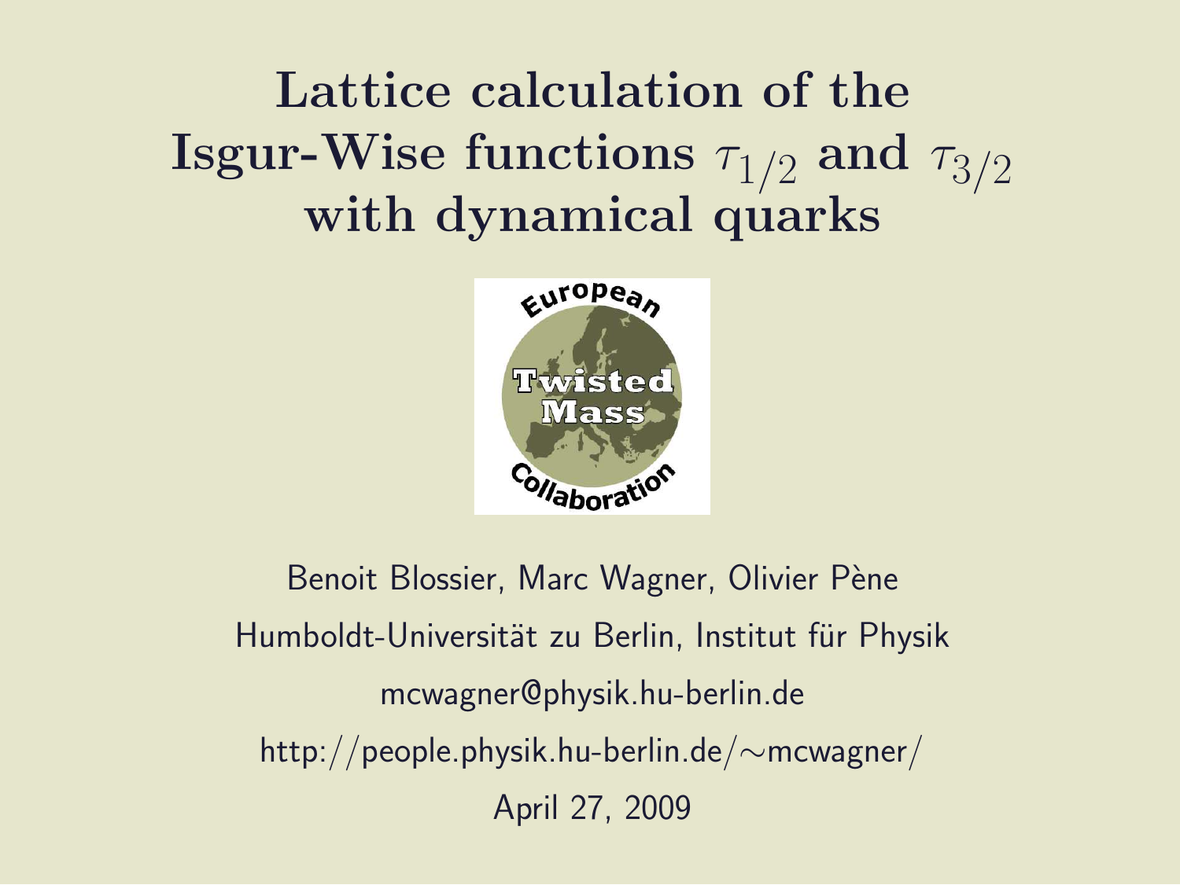# Lattice calculation of the Isgur-Wise functions $\tau_{1/2}$ and $\tau_{3/2}$ with dynamical quarks

Benoit Blossier, Marc Wagner, Olivier Pène

Humboldt-Universität zu Berlin, Institut für Physik

mcwagner@physik.hu-berlin.de

http://people.physik.hu-berlin.de/∼mcwagner/

April 27, 2009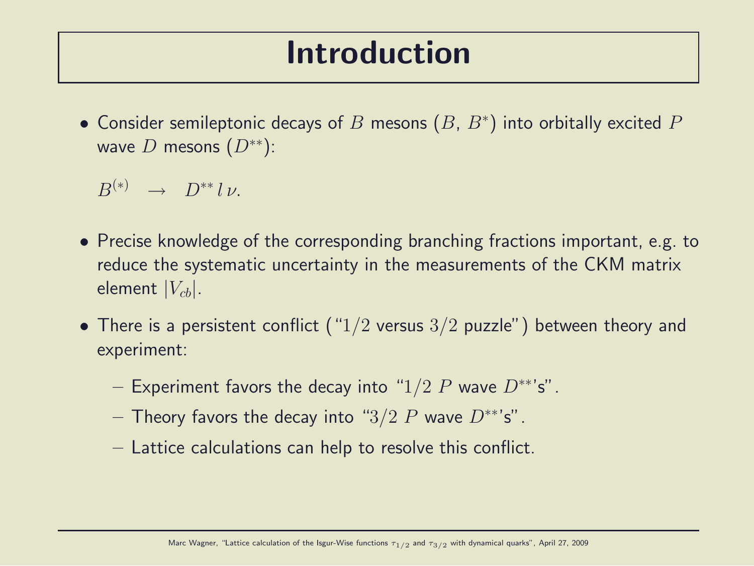# Introduction

- Consider semileptonic decays of $B$ mesons ($B$, $B^*$) into orbitally excited $P$ wave $D$ mesons ($D^{**}$):

$$B^{(*)} \quad \rightarrow \quad D^{**} \, l \, \nu.$$

- Precise knowledge of the corresponding branching fractions important, e.g. to reduce the systematic uncertainty in the measurements of the CKM matrix element $|V_{cb}|$.
- There is a persistent conflict ("$1/2$ versus $3/2$ puzzle") between theory and experiment:
  - Experiment favors the decay into "$1/2$ $P$ wave $D^{**}$'s".
  - Theory favors the decay into "$3/2$ $P$ wave $D^{**}$'s".
  - Lattice calculations can help to resolve this conflict.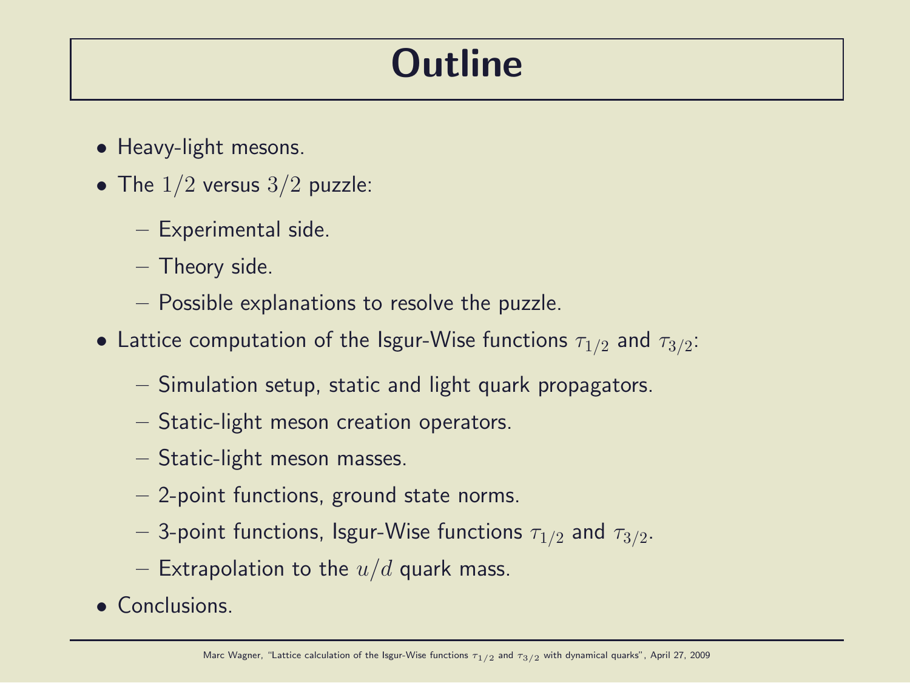# Outline

- Heavy-light mesons.
- The $1/2$ versus $3/2$ puzzle:
  - Experimental side.
  - Theory side.
  - Possible explanations to resolve the puzzle.
- Lattice computation of the Isgur-Wise functions $\tau_{1/2}$ and $\tau_{3/2}$:
  - Simulation setup, static and light quark propagators.
  - Static-light meson creation operators.
  - Static-light meson masses.
  - 2-point functions, ground state norms.
  - 3-point functions, Isgur-Wise functions $\tau_{1/2}$ and $\tau_{3/2}$.
  - Extrapolation to the $u/d$ quark mass.
- Conclusions.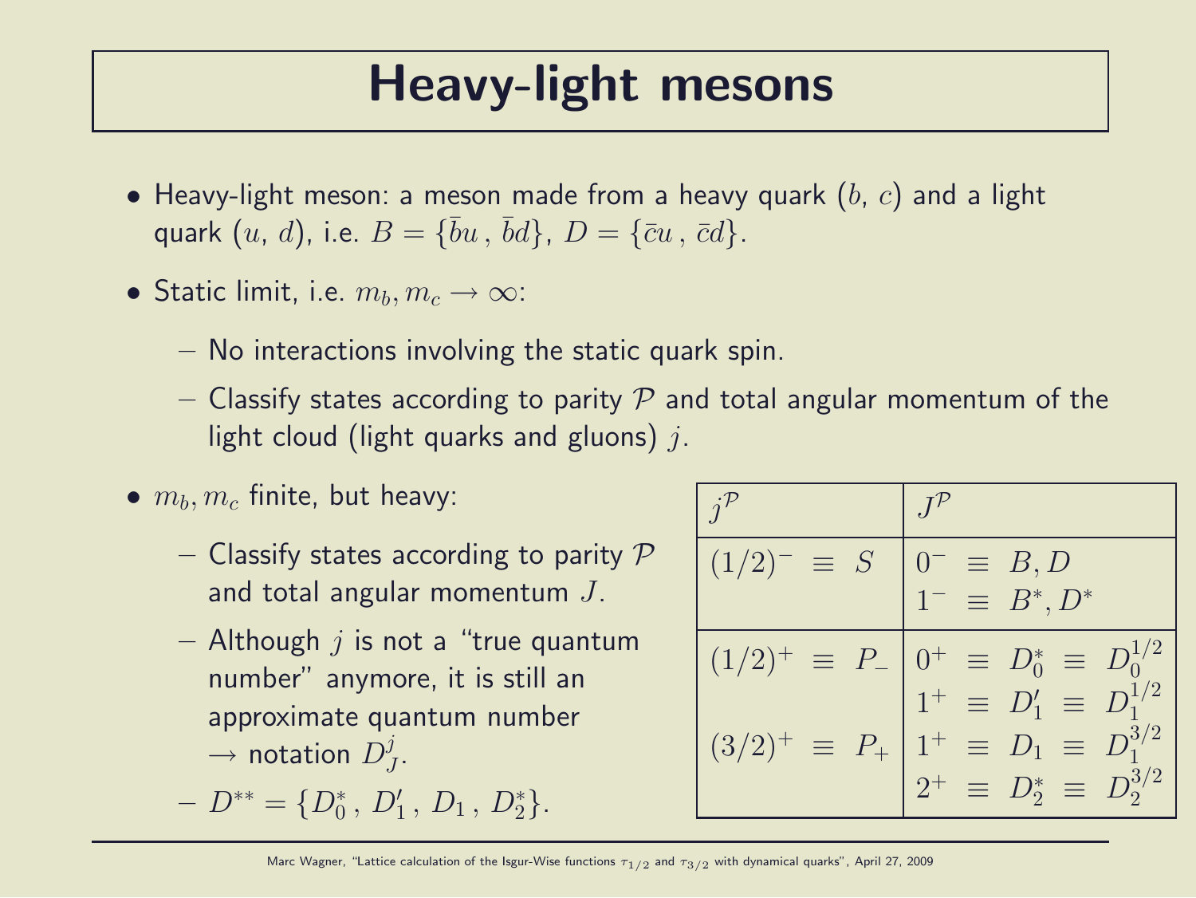# Heavy-light mesons

- Heavy-light meson: a meson made from a heavy quark ($b$, $c$) and a light quark ($u$, $d$), i.e. $B = \{\bar{b}u\,,\,\bar{b}d\}$, $D = \{\bar{c}u\,,\,\bar{c}d\}$.
- Static limit, i.e. $m_b, m_c \rightarrow \infty$:
  - No interactions involving the static quark spin.
  - Classify states according to parity $\mathcal{P}$ and total angular momentum of the light cloud (light quarks and gluons) $j$.
- $m_b, m_c$ finite, but heavy:
  - Classify states according to parity $\mathcal{P}$ and total angular momentum $J$.
  - Although $j$ is not a "true quantum number" anymore, it is still an approximate quantum number $\rightarrow$ notation $D^j_J$.
  - $D^{**} = \{D^*_0\,,\,D'_1\,,\,D_1\,,\,D^*_2\}$.

| $j^{\mathcal{P}}$ | $J^{\mathcal{P}}$ |
|---|---|
| $(1/2)^- \equiv S$ | $0^- \equiv B, D$ <br> $1^- \equiv B^*, D^*$ |
| $(1/2)^+ \equiv P_-$ | $0^+ \equiv D^*_0 \equiv D^{1/2}_0$ <br> $1^+ \equiv D'_1 \equiv D^{1/2}_1$ |
| $(3/2)^+ \equiv P_+$ | $1^+ \equiv D_1 \equiv D^{3/2}_1$ <br> $2^+ \equiv D^*_2 \equiv D^{3/2}_2$ |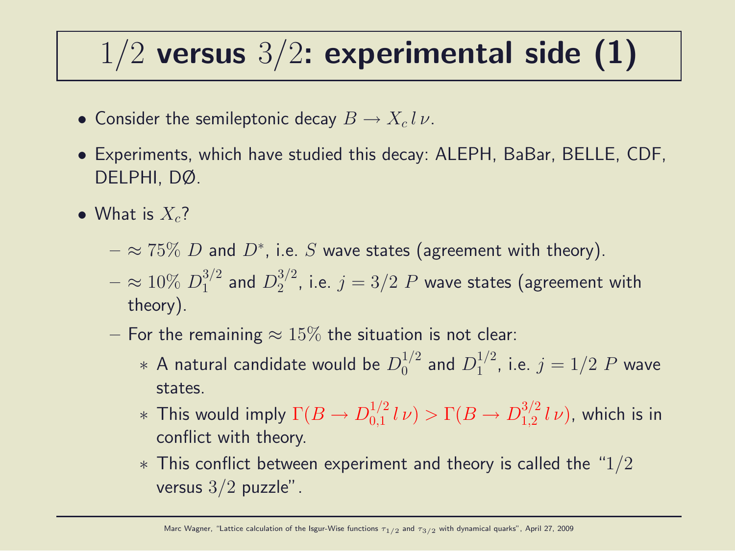# $1/2$ versus $3/2$: experimental side (1)

- Consider the semileptonic decay $B \rightarrow X_c \, l \, \nu$.
- Experiments, which have studied this decay: ALEPH, BaBar, BELLE, CDF, DELPHI, DØ.
- What is $X_c$?
  - $\approx 75\%$ $D$ and $D^*$, i.e. $S$ wave states (agreement with theory).
  - $\approx 10\%$ $D_1^{3/2}$ and $D_2^{3/2}$, i.e. $j = 3/2$ $P$ wave states (agreement with theory).
  - For the remaining $\approx 15\%$ the situation is not clear:
    * A natural candidate would be $D_0^{1/2}$ and $D_1^{1/2}$, i.e. $j = 1/2$ $P$ wave states.
    * This would imply $\Gamma(B \rightarrow D_{0,1}^{1/2} \, l \, \nu) > \Gamma(B \rightarrow D_{1,2}^{3/2} \, l \, \nu)$, which is in conflict with theory.
    * This conflict between experiment and theory is called the "$1/2$ versus $3/2$ puzzle".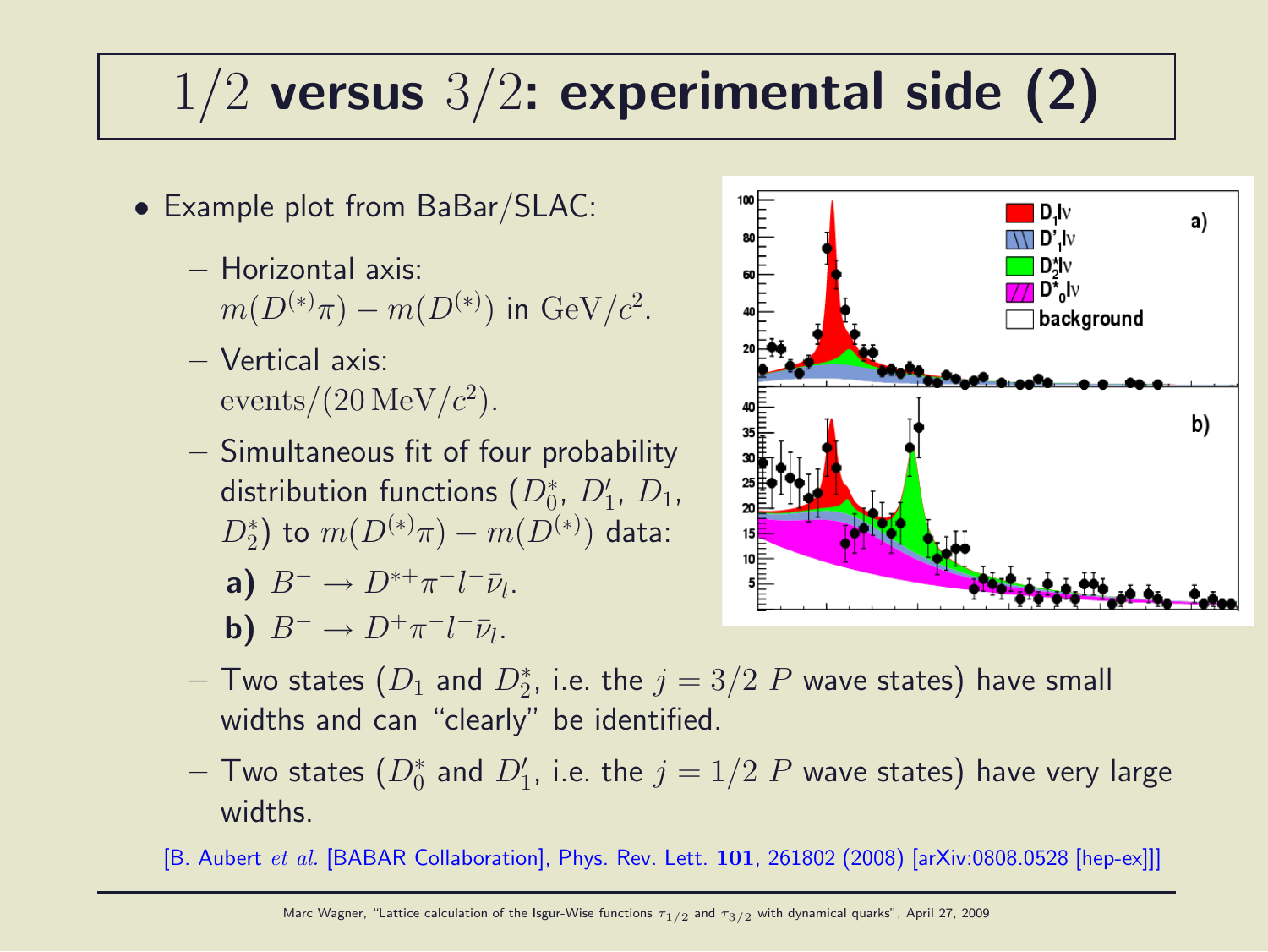# $1/2$ versus $3/2$: experimental side (2)

- Example plot from BaBar/SLAC:
  - Horizontal axis: $m(D^{(*)}\pi) - m(D^{(*)})$ in $\mathrm{GeV}/c^2$.
  - Vertical axis: $\mathrm{events}/(20\,\mathrm{MeV}/c^2)$.
  - Simultaneous fit of four probability distribution functions ($D_0^*$, $D_1'$, $D_1$, $D_2^*$) to $m(D^{(*)}\pi) - m(D^{(*)})$ data:

    **a)** $B^- \rightarrow D^{*+}\pi^- l^- \bar{\nu}_l$.

    **b)** $B^- \rightarrow D^+\pi^- l^- \bar{\nu}_l$.
  - Two states ($D_1$ and $D_2^*$, i.e. the $j = 3/2$ $P$ wave states) have small widths and can "clearly" be identified.
  - Two states ($D_0^*$ and $D_1'$, i.e. the $j = 1/2$ $P$ wave states) have very large widths.

[B. Aubert *et al.* [BABAR Collaboration], Phys. Rev. Lett. **101**, 261802 (2008) [arXiv:0808.0528 [hep-ex]]]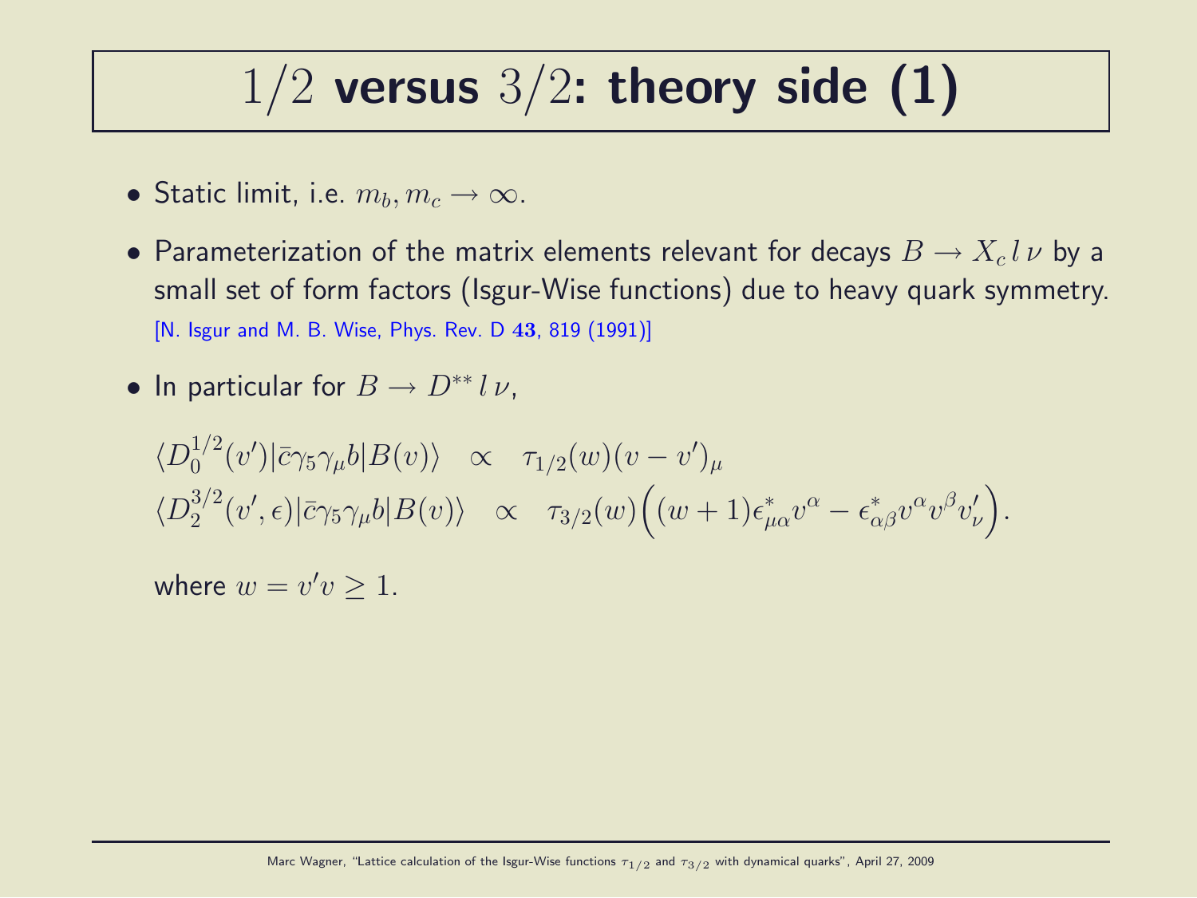# $1/2$ versus $3/2$: theory side (1)

- Static limit, i.e. $m_b, m_c \rightarrow \infty$.
- Parameterization of the matrix elements relevant for decays $B \rightarrow X_c \, l \, \nu$ by a small set of form factors (Isgur-Wise functions) due to heavy quark symmetry.
  [N. Isgur and M. B. Wise, Phys. Rev. D **43**, 819 (1991)]
- In particular for $B \rightarrow D^{**} \, l \, \nu$,

$$
\begin{aligned}
\langle D_0^{1/2}(v') | \bar{c} \gamma_5 \gamma_\mu b | B(v) \rangle \quad &\propto \quad \tau_{1/2}(w) (v - v')_\mu \\
\langle D_2^{3/2}(v', \epsilon) | \bar{c} \gamma_5 \gamma_\mu b | B(v) \rangle \quad &\propto \quad \tau_{3/2}(w) \Big( (w+1) \epsilon^*_{\mu\alpha} v^\alpha - \epsilon^*_{\alpha\beta} v^\alpha v^\beta v'_\nu \Big).
\end{aligned}
$$

where $w = v'v \geq 1$.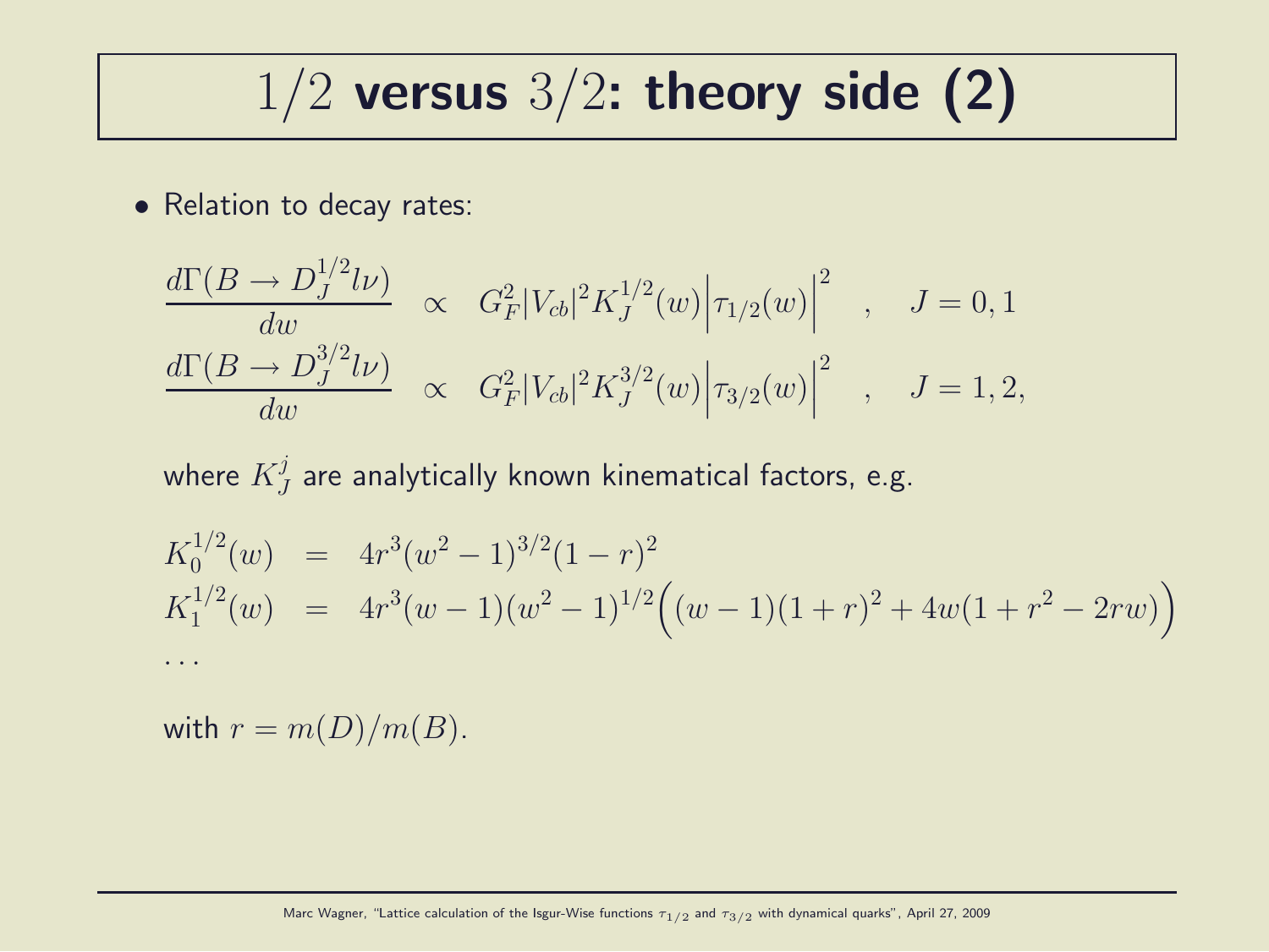# $1/2$ versus $3/2$: theory side (2)

- Relation to decay rates:

$$
\begin{aligned}
\frac{d\Gamma(B \to D_J^{1/2} l\nu)}{dw} &\propto G_F^2 |V_{cb}|^2 K_J^{1/2}(w) \Big|\tau_{1/2}(w)\Big|^2 \quad , \quad J = 0, 1 \\
\frac{d\Gamma(B \to D_J^{3/2} l\nu)}{dw} &\propto G_F^2 |V_{cb}|^2 K_J^{3/2}(w) \Big|\tau_{3/2}(w)\Big|^2 \quad , \quad J = 1, 2,
\end{aligned}
$$

where $K_J^j$ are analytically known kinematical factors, e.g.

$$
\begin{aligned}
K_0^{1/2}(w) &= 4r^3(w^2-1)^{3/2}(1-r)^2 \\
K_1^{1/2}(w) &= 4r^3(w-1)(w^2-1)^{1/2}\Big((w-1)(1+r)^2 + 4w(1+r^2-2rw)\Big) \\
&\ldots
\end{aligned}
$$

with $r = m(D)/m(B)$.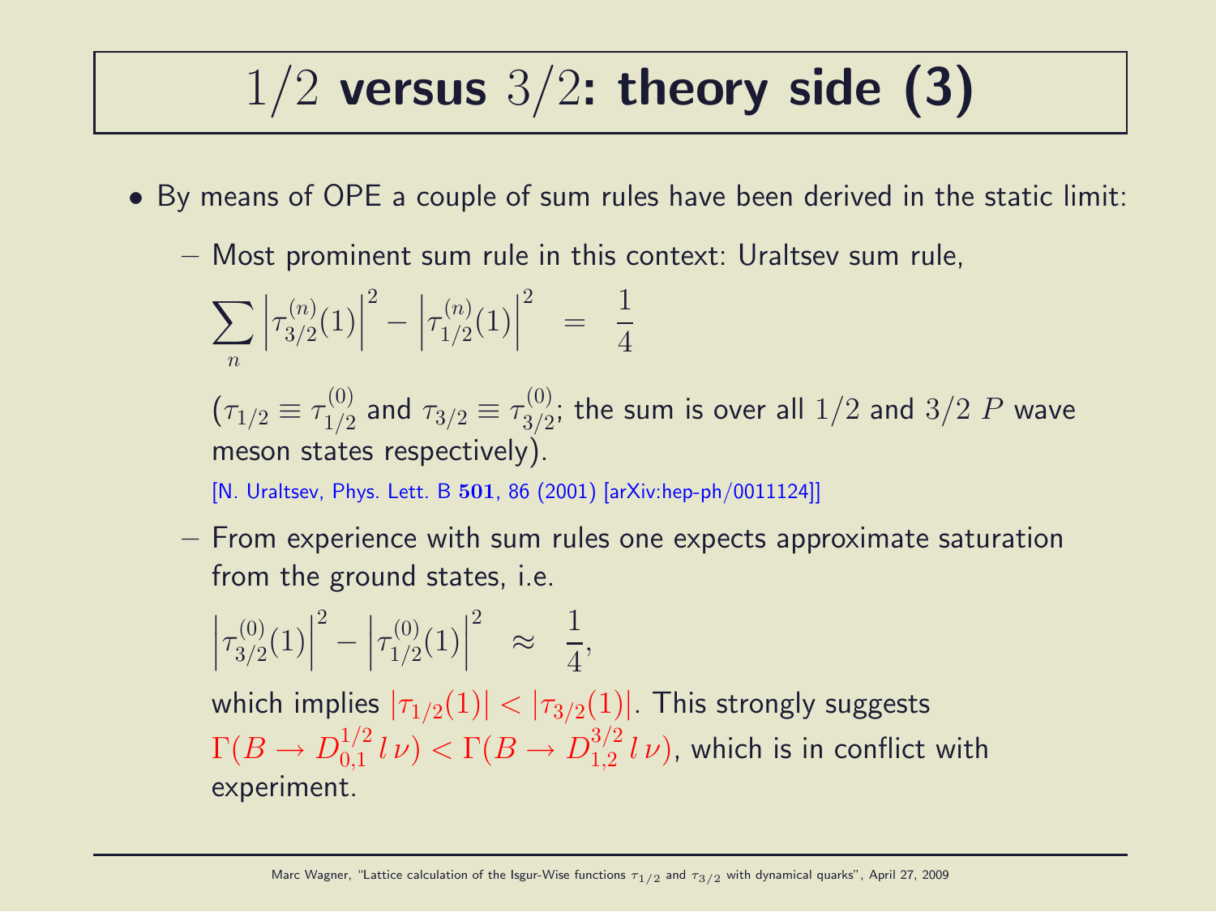# $1/2$ versus $3/2$: theory side (3)

- By means of OPE a couple of sum rules have been derived in the static limit:
  - Most prominent sum rule in this context: Uraltsev sum rule,

    $$\sum_n \left|\tau_{3/2}^{(n)}(1)\right|^2 - \left|\tau_{1/2}^{(n)}(1)\right|^2 \;\; = \;\; \frac{1}{4}$$

    ($\tau_{1/2} \equiv \tau_{1/2}^{(0)}$ and $\tau_{3/2} \equiv \tau_{3/2}^{(0)}$; the sum is over all $1/2$ and $3/2$ $P$ wave meson states respectively).

    [N. Uraltsev, Phys. Lett. B **501**, 86 (2001) [arXiv:hep-ph/0011124]]

  - From experience with sum rules one expects approximate saturation from the ground states, i.e.

    $$\left|\tau_{3/2}^{(0)}(1)\right|^2 - \left|\tau_{1/2}^{(0)}(1)\right|^2 \;\; \approx \;\; \frac{1}{4},$$

    which implies $|\tau_{1/2}(1)| < |\tau_{3/2}(1)|$. This strongly suggests $\Gamma(B \rightarrow D_{0,1}^{1/2}\, l\, \nu) < \Gamma(B \rightarrow D_{1,2}^{3/2}\, l\, \nu)$, which is in conflict with experiment.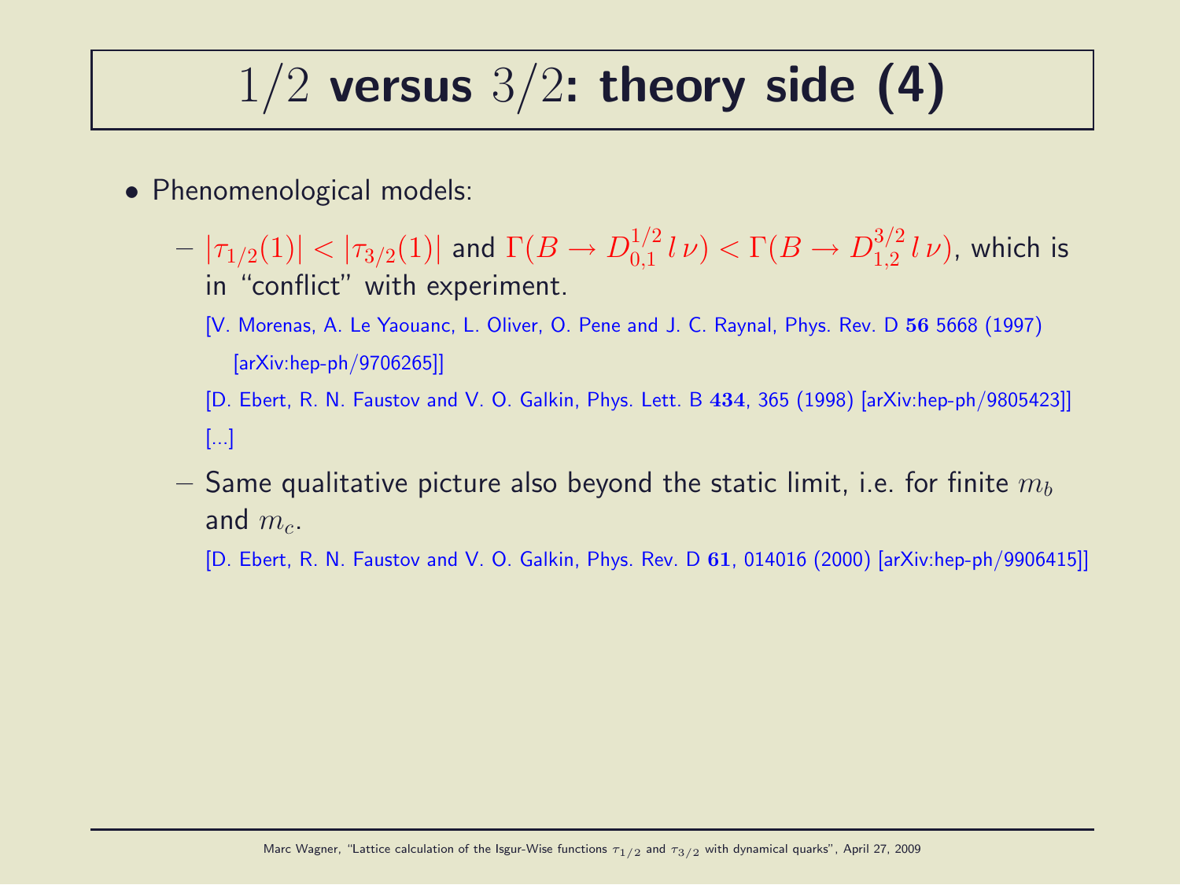# $1/2$ versus $3/2$: theory side (4)

- Phenomenological models:
  - $|\tau_{1/2}(1)| < |\tau_{3/2}(1)|$ and $\Gamma(B \to D_{0,1}^{1/2}\, l\, \nu) < \Gamma(B \to D_{1,2}^{3/2}\, l\, \nu)$, which is in "conflict" with experiment.

    [V. Morenas, A. Le Yaouanc, L. Oliver, O. Pene and J. C. Raynal, Phys. Rev. D **56** 5668 (1997) [arXiv:hep-ph/9706265]]

    [D. Ebert, R. N. Faustov and V. O. Galkin, Phys. Lett. B **434**, 365 (1998) [arXiv:hep-ph/9805423]]

    [...]
  - Same qualitative picture also beyond the static limit, i.e. for finite $m_b$ and $m_c$.

    [D. Ebert, R. N. Faustov and V. O. Galkin, Phys. Rev. D **61**, 014016 (2000) [arXiv:hep-ph/9906415]]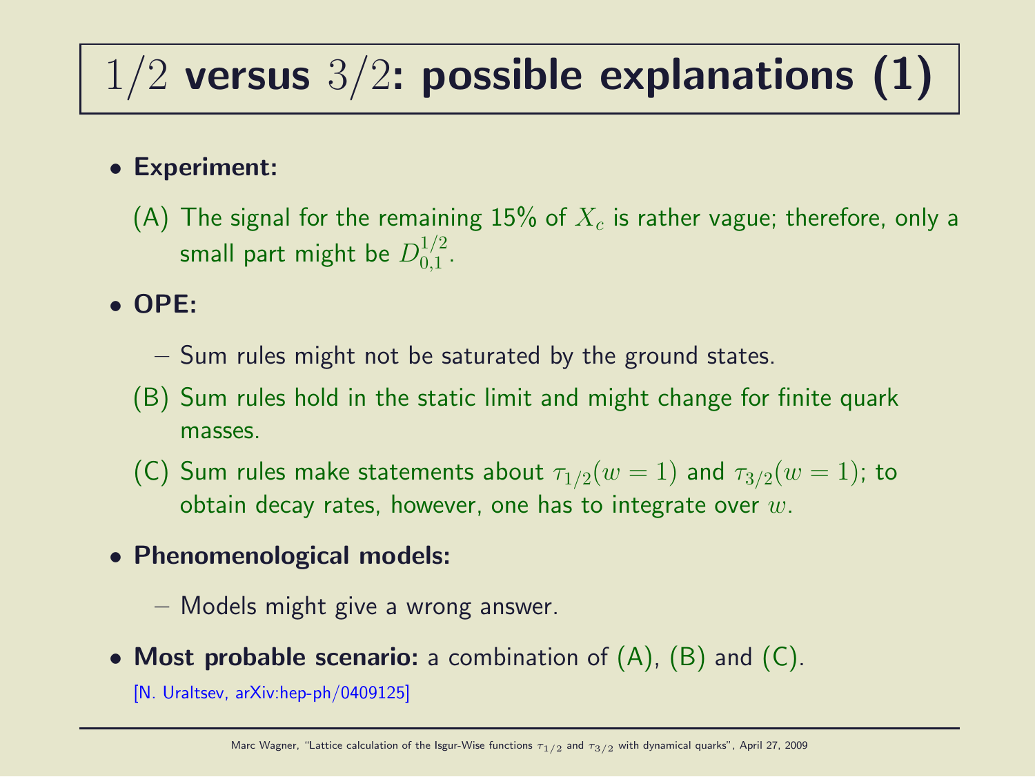# $1/2$ versus $3/2$: possible explanations (1)

- **Experiment:**
  (A) The signal for the remaining 15% of $X_c$ is rather vague; therefore, only a small part might be $D_{0,1}^{1/2}$.

- **OPE:**
  – Sum rules might not be saturated by the ground states.
  (B) Sum rules hold in the static limit and might change for finite quark masses.
  (C) Sum rules make statements about $\tau_{1/2}(w = 1)$ and $\tau_{3/2}(w = 1)$; to obtain decay rates, however, one has to integrate over $w$.

- **Phenomenological models:**
  – Models might give a wrong answer.

- **Most probable scenario:** a combination of (A), (B) and (C).
  [N. Uraltsev, arXiv:hep-ph/0409125]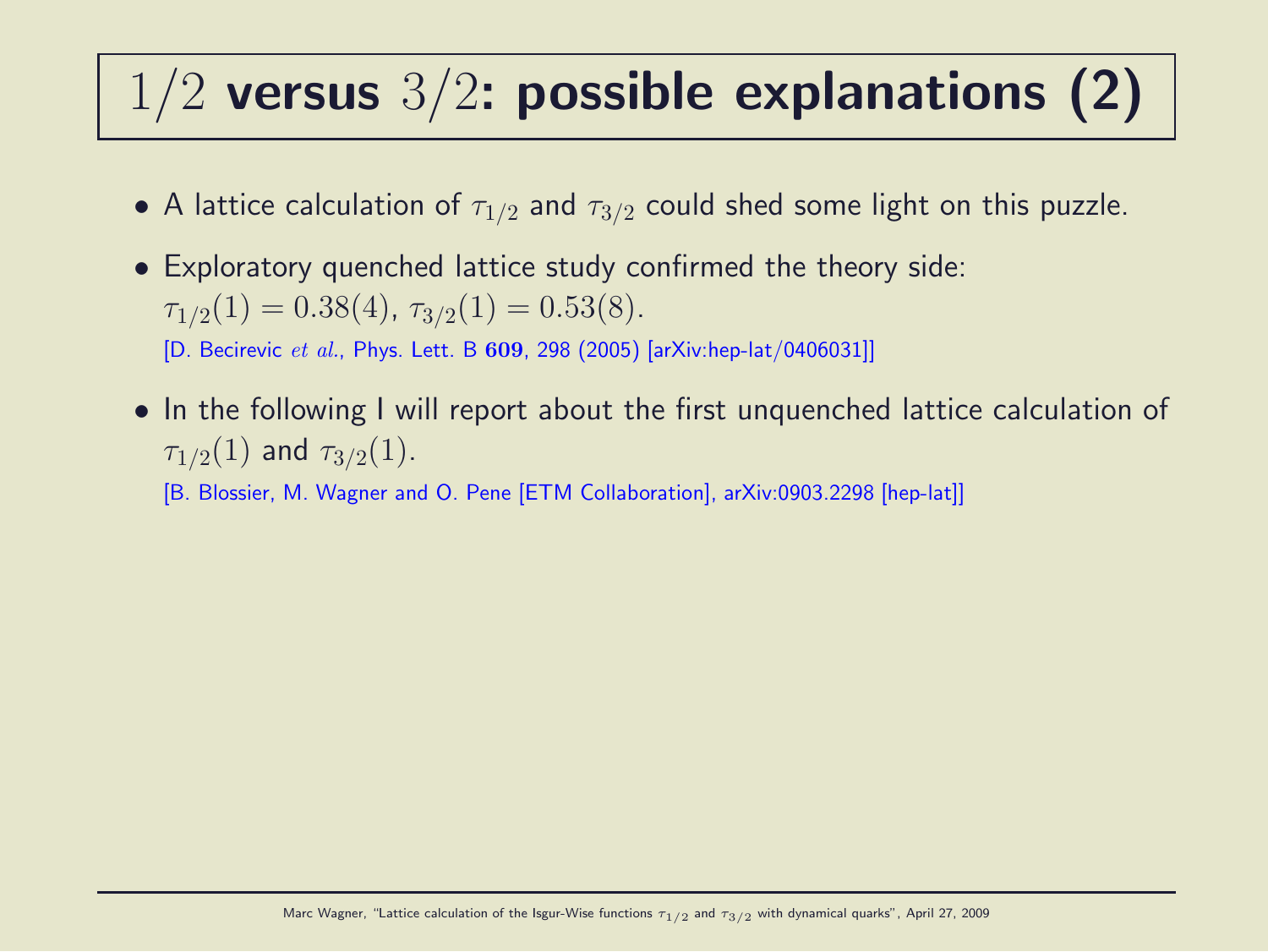# $1/2$ versus $3/2$: possible explanations (2)

- A lattice calculation of $\tau_{1/2}$ and $\tau_{3/2}$ could shed some light on this puzzle.
- Exploratory quenched lattice study confirmed the theory side: $\tau_{1/2}(1) = 0.38(4)$, $\tau_{3/2}(1) = 0.53(8)$.
  [D. Becirevic *et al.*, Phys. Lett. B **609**, 298 (2005) [arXiv:hep-lat/0406031]]
- In the following I will report about the first unquenched lattice calculation of $\tau_{1/2}(1)$ and $\tau_{3/2}(1)$.
  [B. Blossier, M. Wagner and O. Pene [ETM Collaboration], arXiv:0903.2298 [hep-lat]]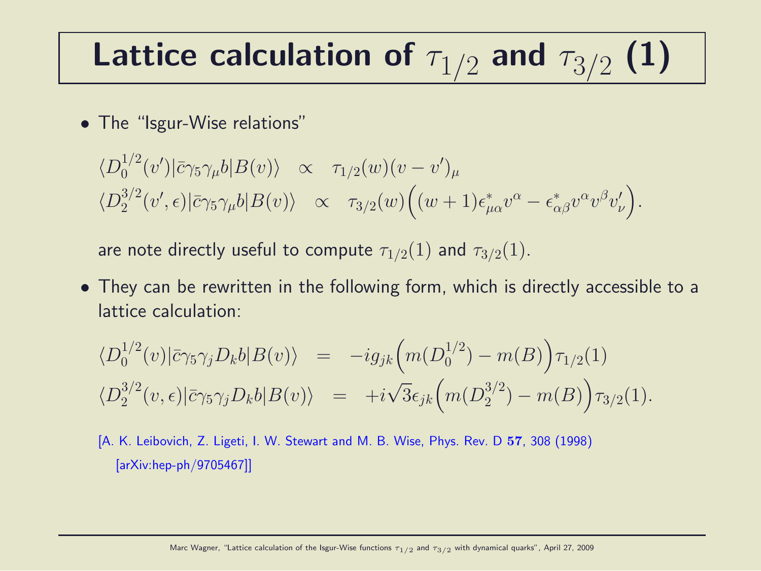# Lattice calculation of $\tau_{1/2}$ and $\tau_{3/2}$ (1)

- The "Isgur-Wise relations"

$$\langle D_0^{1/2}(v')|\bar{c}\gamma_5\gamma_\mu b|B(v)\rangle \quad \propto \quad \tau_{1/2}(w)(v-v')_\mu$$
$$\langle D_2^{3/2}(v',\epsilon)|\bar{c}\gamma_5\gamma_\mu b|B(v)\rangle \quad \propto \quad \tau_{3/2}(w)\Big((w+1)\epsilon^*_{\mu\alpha}v^\alpha - \epsilon^*_{\alpha\beta}v^\alpha v^\beta v'_\nu\Big).$$

  are note directly useful to compute $\tau_{1/2}(1)$ and $\tau_{3/2}(1)$.

- They can be rewritten in the following form, which is directly accessible to a lattice calculation:

$$\langle D_0^{1/2}(v)|\bar{c}\gamma_5\gamma_j D_k b|B(v)\rangle \quad = \quad -ig_{jk}\Big(m(D_0^{1/2}) - m(B)\Big)\tau_{1/2}(1)$$
$$\langle D_2^{3/2}(v,\epsilon)|\bar{c}\gamma_5\gamma_j D_k b|B(v)\rangle \quad = \quad +i\sqrt{3}\epsilon_{jk}\Big(m(D_2^{3/2}) - m(B)\Big)\tau_{3/2}(1).$$

[A. K. Leibovich, Z. Ligeti, I. W. Stewart and M. B. Wise, Phys. Rev. D **57**, 308 (1998) [arXiv:hep-ph/9705467]]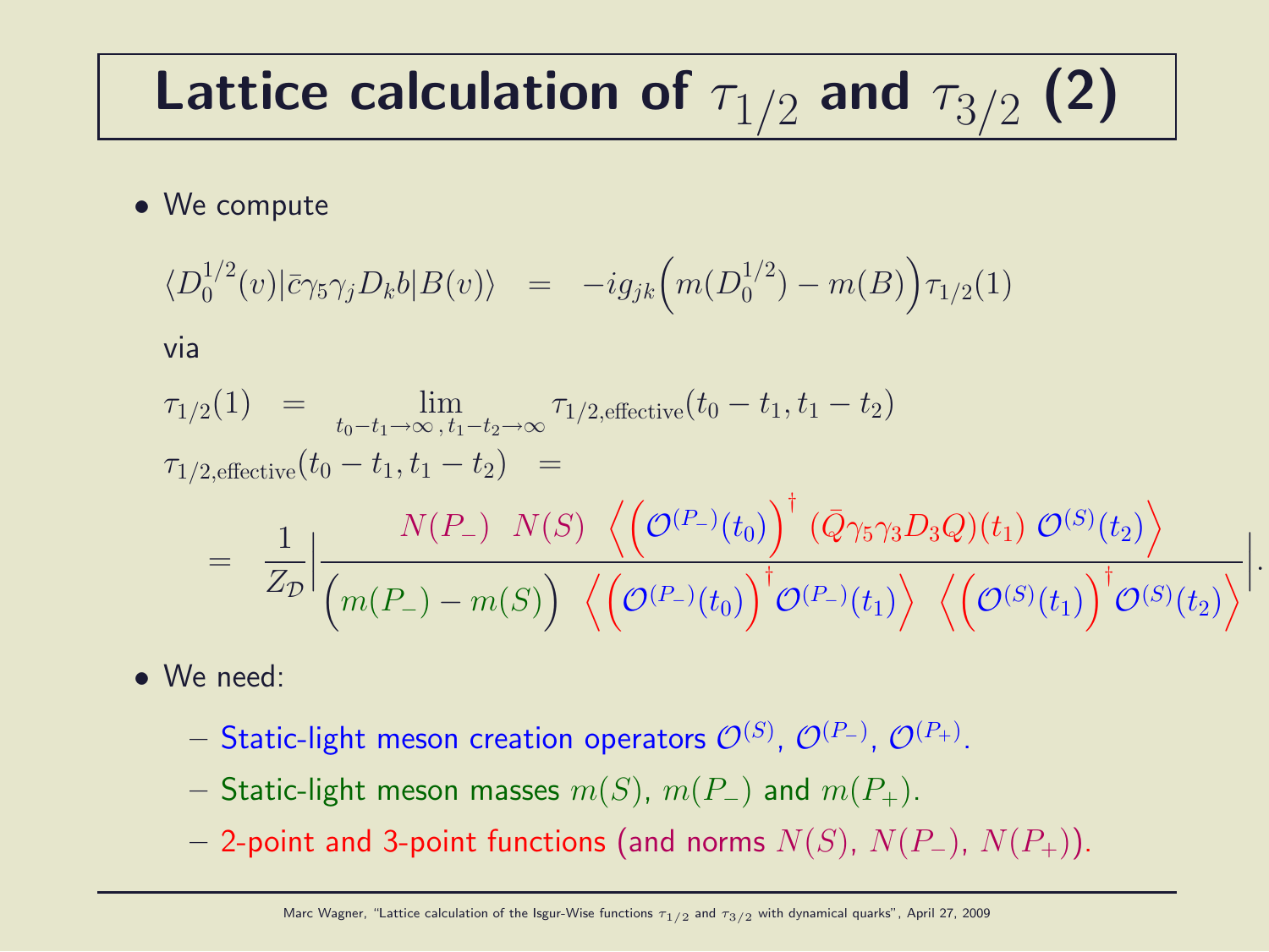# Lattice calculation of $\tau_{1/2}$ and $\tau_{3/2}$ (2)

- We compute

$$\langle D_0^{1/2}(v)|\bar{c}\gamma_5\gamma_j D_k b|B(v)\rangle \quad = \quad -ig_{jk}\Big(m(D_0^{1/2}) - m(B)\Big)\tau_{1/2}(1)$$

via

$$\tau_{1/2}(1) \quad = \lim_{t_0-t_1\rightarrow\infty\,,\,t_1-t_2\rightarrow\infty} \tau_{1/2,\text{effective}}(t_0-t_1, t_1-t_2)$$

$$\tau_{1/2,\text{effective}}(t_0-t_1, t_1-t_2) \quad =$$

$$= \quad \frac{1}{Z_{\mathcal{D}}}\left|\frac{N(P_-) \quad N(S) \quad \Big\langle \Big(\mathcal{O}^{(P_-)}(t_0)\Big)^\dagger \; (\bar{Q}\gamma_5\gamma_3 D_3 Q)(t_1) \; \mathcal{O}^{(S)}(t_2)\Big\rangle}{\Big(m(P_-) - m(S)\Big) \quad \Big\langle \Big(\mathcal{O}^{(P_-)}(t_0)\Big)^\dagger \mathcal{O}^{(P_-)}(t_1)\Big\rangle \quad \Big\langle \Big(\mathcal{O}^{(S)}(t_1)\Big)^\dagger \mathcal{O}^{(S)}(t_2)\Big\rangle}\right|.$$

- We need:
  - Static-light meson creation operators $\mathcal{O}^{(S)}$, $\mathcal{O}^{(P_-)}$, $\mathcal{O}^{(P_+)}$.
  - Static-light meson masses $m(S)$, $m(P_-)$ and $m(P_+)$.
  - 2-point and 3-point functions (and norms $N(S)$, $N(P_-)$, $N(P_+)$).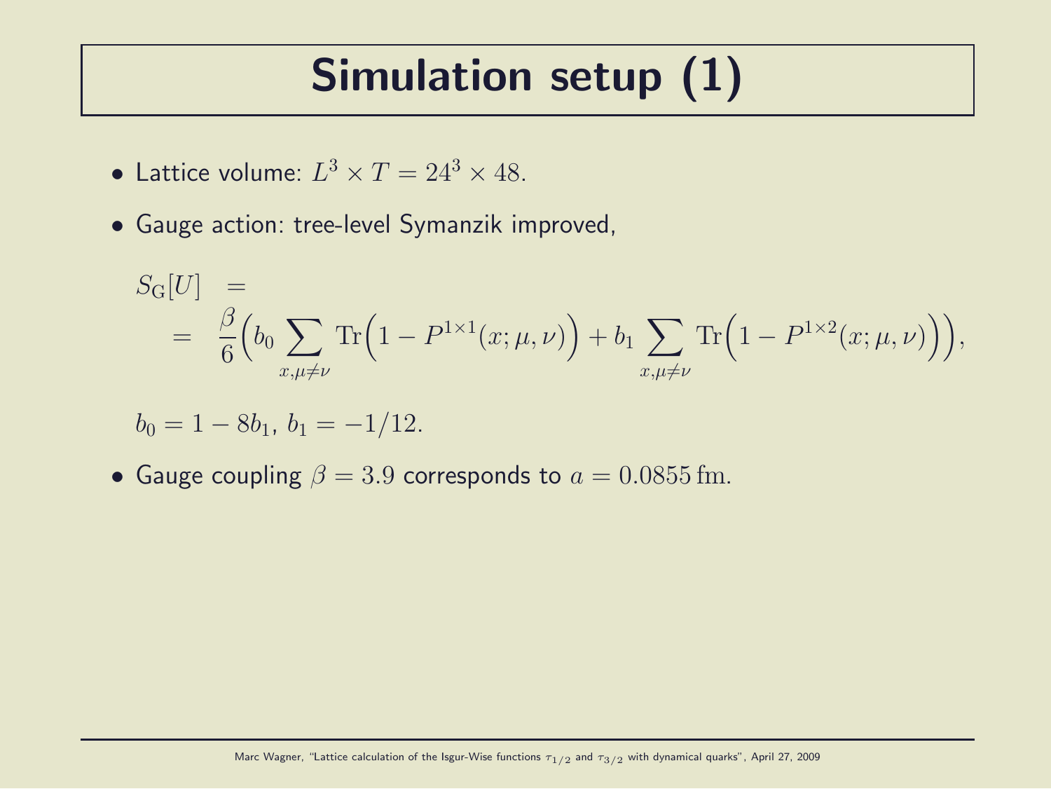# Simulation setup (1)

- Lattice volume: $L^3 \times T = 24^3 \times 48$.
- Gauge action: tree-level Symanzik improved,

$$
\begin{aligned}
S_{\mathrm{G}}[U] &= \\
&= \frac{\beta}{6}\Big(b_0 \sum_{x,\mu\neq\nu} \mathrm{Tr}\Big(1 - P^{1\times 1}(x;\mu,\nu)\Big) + b_1 \sum_{x,\mu\neq\nu} \mathrm{Tr}\Big(1 - P^{1\times 2}(x;\mu,\nu)\Big)\Big),
\end{aligned}
$$

  $b_0 = 1 - 8b_1$, $b_1 = -1/12$.

- Gauge coupling $\beta = 3.9$ corresponds to $a = 0.0855\,\mathrm{fm}$.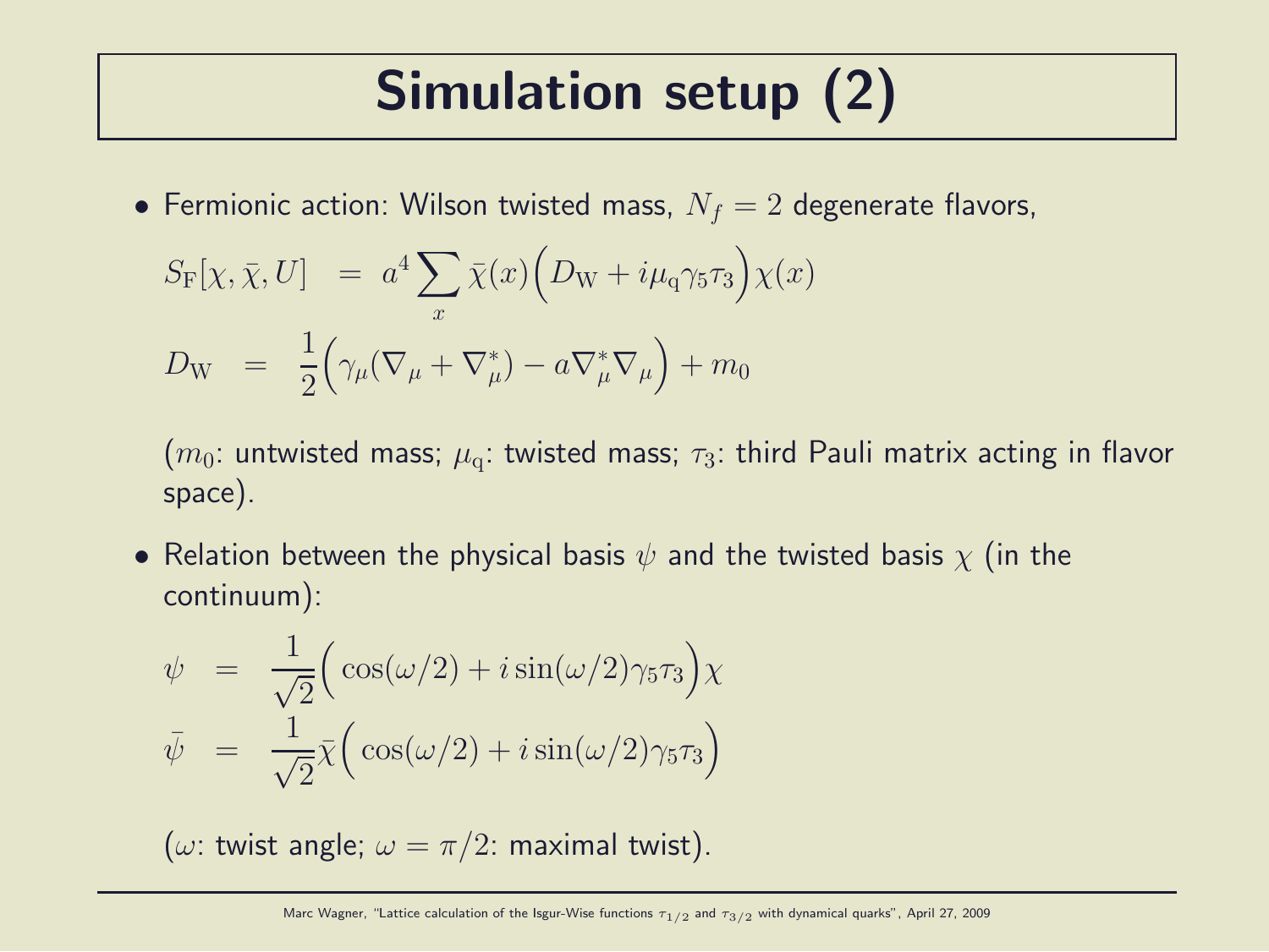# Simulation setup (2)

- Fermionic action: Wilson twisted mass, $N_f = 2$ degenerate flavors,

$$S_\mathrm{F}[\chi, \bar{\chi}, U] = a^4 \sum_x \bar{\chi}(x) \Big( D_\mathrm{W} + i \mu_\mathrm{q} \gamma_5 \tau_3 \Big) \chi(x)$$

$$D_\mathrm{W} = \frac{1}{2} \Big( \gamma_\mu (\nabla_\mu + \nabla_\mu^*) - a \nabla_\mu^* \nabla_\mu \Big) + m_0$$

  ($m_0$: untwisted mass; $\mu_\mathrm{q}$: twisted mass; $\tau_3$: third Pauli matrix acting in flavor space).

- Relation between the physical basis $\psi$ and the twisted basis $\chi$ (in the continuum):

$$\psi = \frac{1}{\sqrt{2}} \Big( \cos(\omega/2) + i \sin(\omega/2) \gamma_5 \tau_3 \Big) \chi$$

$$\bar{\psi} = \frac{1}{\sqrt{2}} \bar{\chi} \Big( \cos(\omega/2) + i \sin(\omega/2) \gamma_5 \tau_3 \Big)$$

  ($\omega$: twist angle; $\omega = \pi/2$: maximal twist).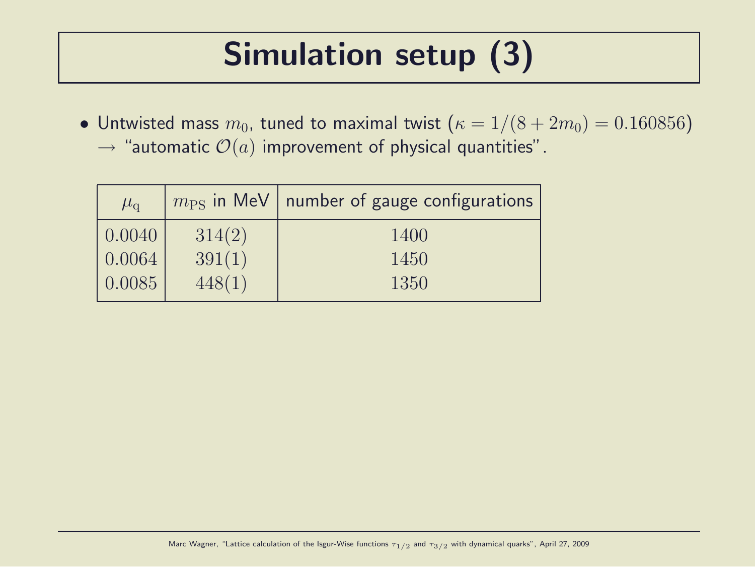# Simulation setup (3)

- Untwisted mass $m_0$, tuned to maximal twist ($\kappa = 1/(8 + 2m_0) = 0.160856$) $\rightarrow$ "automatic $\mathcal{O}(a)$ improvement of physical quantities".

| $\mu_\mathrm{q}$ | $m_\mathrm{PS}$ in MeV | number of gauge configurations |
|---|---|---|
| $0.0040$ | $314(2)$ | $1400$ |
| $0.0064$ | $391(1)$ | $1450$ |
| $0.0085$ | $448(1)$ | $1350$ |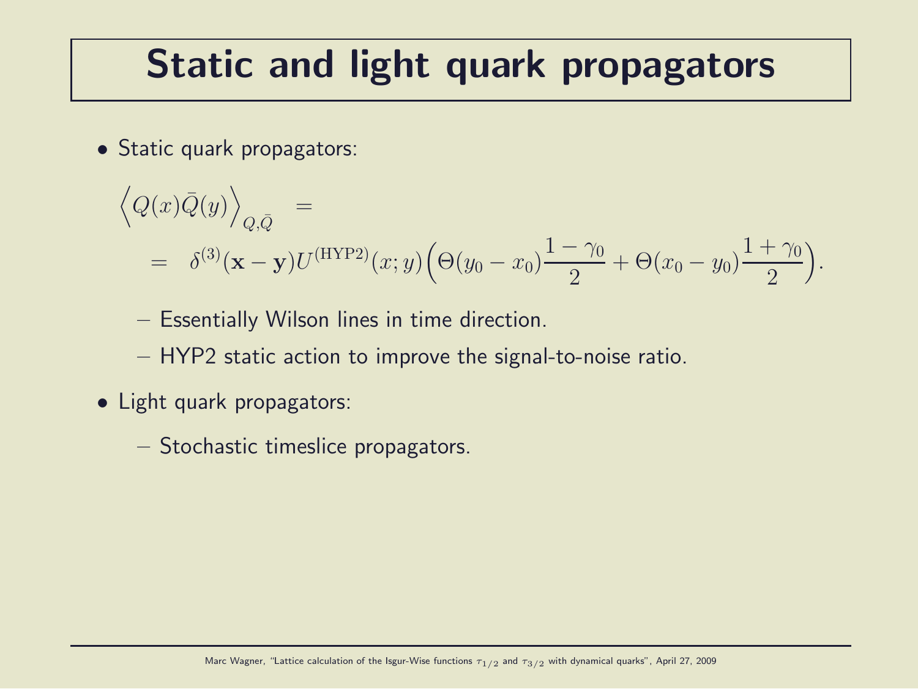# Static and light quark propagators

- Static quark propagators:

$$\Big\langle Q(x)\bar{Q}(y)\Big\rangle_{Q,\bar{Q}} =$$
$$= \delta^{(3)}(\mathbf{x}-\mathbf{y}) U^{(\mathrm{HYP2})}(x;y) \bigg(\Theta(y_0 - x_0)\frac{1-\gamma_0}{2} + \Theta(x_0 - y_0)\frac{1+\gamma_0}{2}\bigg).$$

  - Essentially Wilson lines in time direction.
  - HYP2 static action to improve the signal-to-noise ratio.

- Light quark propagators:
  - Stochastic timeslice propagators.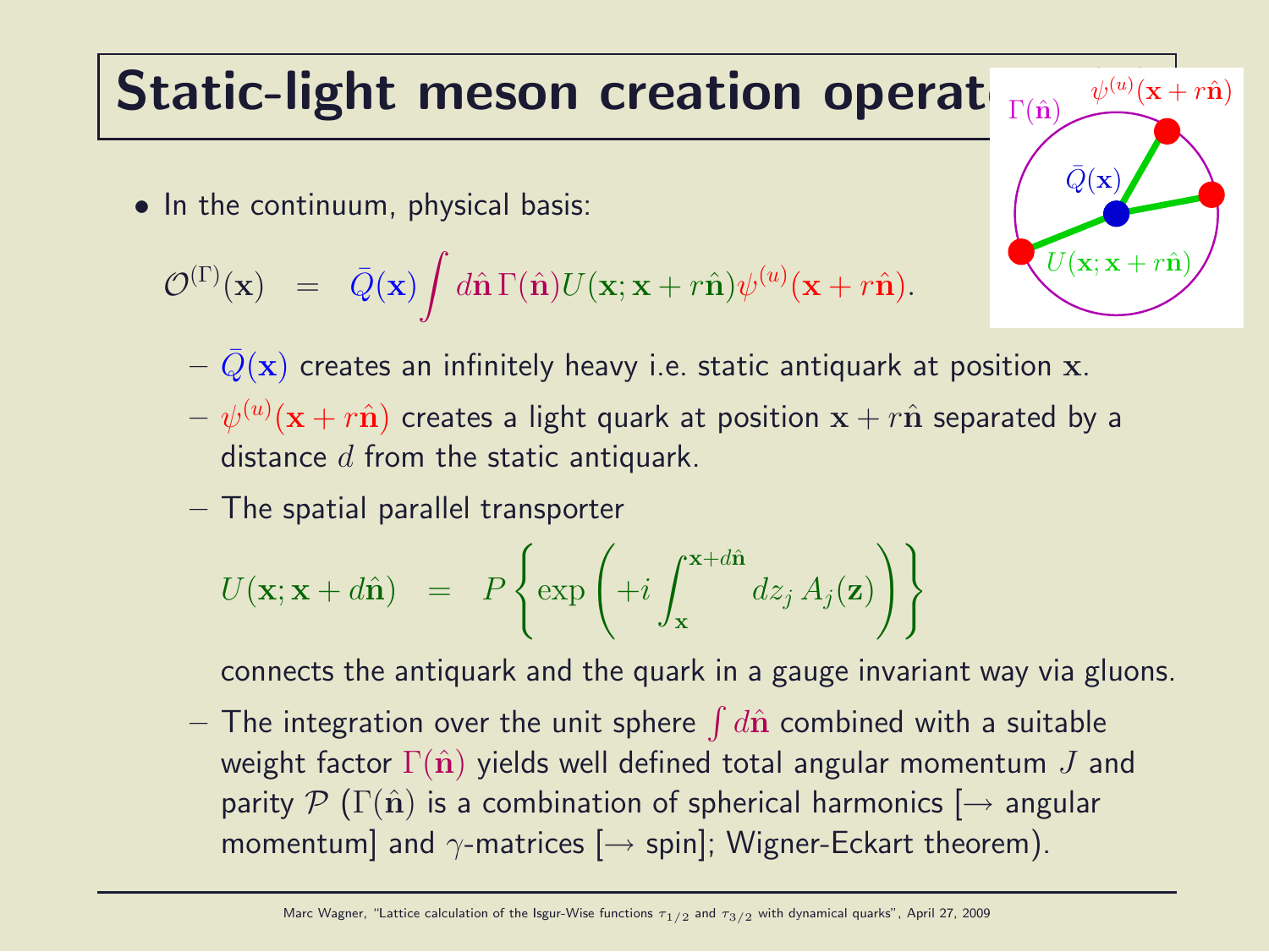# Static-light meson creation operators

- In the continuum, physical basis:

$$\mathcal{O}^{(\Gamma)}(\mathbf{x}) \quad = \quad \bar{Q}(\mathbf{x}) \int d\hat{\mathbf{n}} \, \Gamma(\hat{\mathbf{n}}) U(\mathbf{x}; \mathbf{x} + r\hat{\mathbf{n}}) \psi^{(u)}(\mathbf{x} + r\hat{\mathbf{n}}).$$

  - $\bar{Q}(\mathbf{x})$ creates an infinitely heavy i.e. static antiquark at position $\mathbf{x}$.
  - $\psi^{(u)}(\mathbf{x} + r\hat{\mathbf{n}})$ creates a light quark at position $\mathbf{x} + r\hat{\mathbf{n}}$ separated by a distance $d$ from the static antiquark.
  - The spatial parallel transporter

$$U(\mathbf{x}; \mathbf{x} + d\hat{\mathbf{n}}) \quad = \quad P\left\{\exp\left(+i \int_{\mathbf{x}}^{\mathbf{x}+d\hat{\mathbf{n}}} dz_j \, A_j(\mathbf{z})\right)\right\}$$

    connects the antiquark and the quark in a gauge invariant way via gluons.
  - The integration over the unit sphere $\int d\hat{\mathbf{n}}$ combined with a suitable weight factor $\Gamma(\hat{\mathbf{n}})$ yields well defined total angular momentum $J$ and parity $\mathcal{P}$ ($\Gamma(\hat{\mathbf{n}})$ is a combination of spherical harmonics [→ angular momentum] and $\gamma$-matrices [→ spin]; Wigner-Eckart theorem).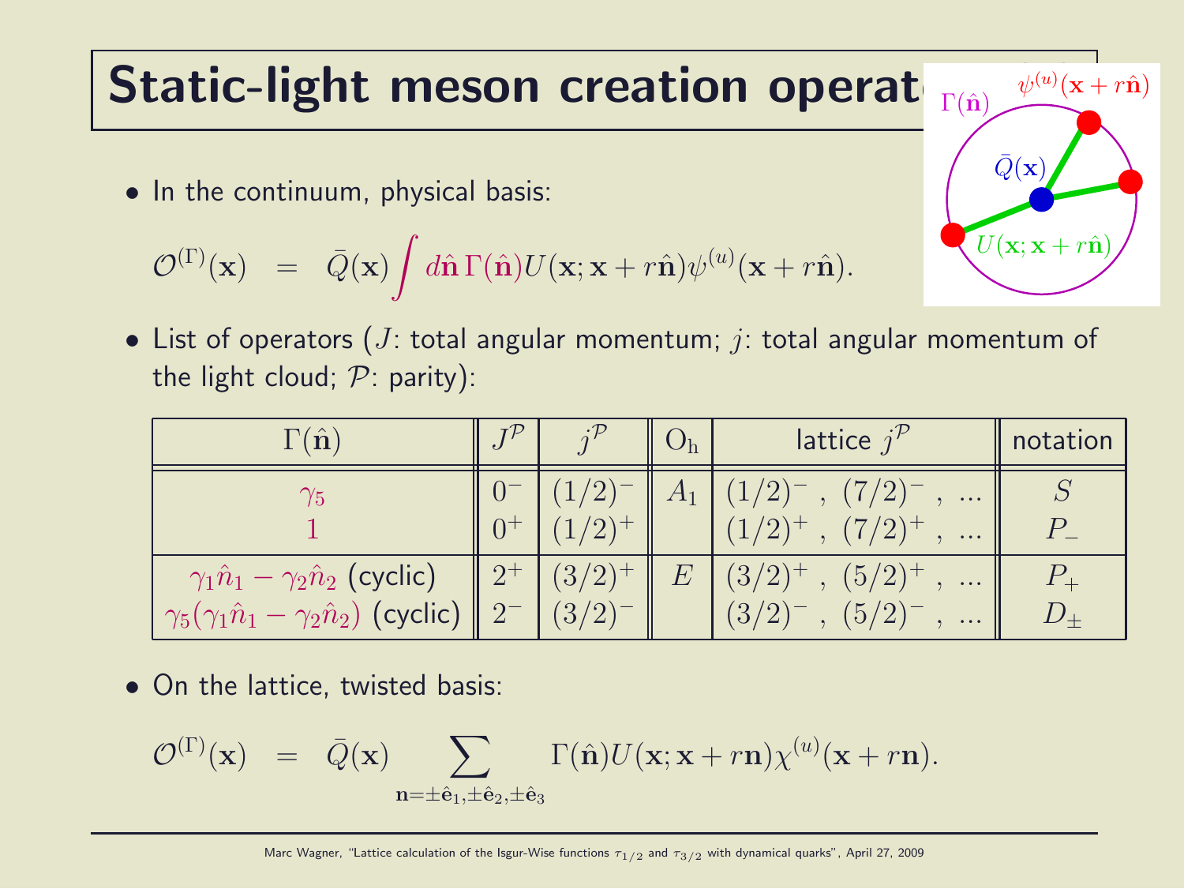# Static-light meson creation operators

- In the continuum, physical basis:

$$\mathcal{O}^{(\Gamma)}(\mathbf{x}) \;\; = \;\; \bar{Q}(\mathbf{x}) \int d\hat{\mathbf{n}}\, \Gamma(\hat{\mathbf{n}}) U(\mathbf{x};\mathbf{x}+r\hat{\mathbf{n}}) \psi^{(u)}(\mathbf{x}+r\hat{\mathbf{n}}).$$

- List of operators ($J$: total angular momentum; $j$: total angular momentum of the light cloud; $\mathcal{P}$: parity):

| $\Gamma(\hat{\mathbf{n}})$ | $J^\mathcal{P}$ | $j^\mathcal{P}$ | $\mathrm{O_h}$ | lattice $j^\mathcal{P}$ | notation |
|---|---|---|---|---|---|
| $\gamma_5$ | $0^-$ | $(1/2)^-$ | $A_1$ | $(1/2)^-$ , $(7/2)^-$ , ... | $S$ |
| $1$ | $0^+$ | $(1/2)^+$ | | $(1/2)^+$ , $(7/2)^+$ , ... | $P_-$ |
| $\gamma_1 \hat{n}_1 - \gamma_2 \hat{n}_2$ (cyclic) | $2^+$ | $(3/2)^+$ | $E$ | $(3/2)^+$ , $(5/2)^+$ , ... | $P_+$ |
| $\gamma_5(\gamma_1 \hat{n}_1 - \gamma_2 \hat{n}_2)$ (cyclic) | $2^-$ | $(3/2)^-$ | | $(3/2)^-$ , $(5/2)^-$ , ... | $D_\pm$ |

- On the lattice, twisted basis:

$$\mathcal{O}^{(\Gamma)}(\mathbf{x}) \;\; = \;\; \bar{Q}(\mathbf{x}) \sum_{\mathbf{n}=\pm\hat{\mathbf{e}}_1,\pm\hat{\mathbf{e}}_2,\pm\hat{\mathbf{e}}_3} \Gamma(\hat{\mathbf{n}}) U(\mathbf{x};\mathbf{x}+r\mathbf{n}) \chi^{(u)}(\mathbf{x}+r\mathbf{n}).$$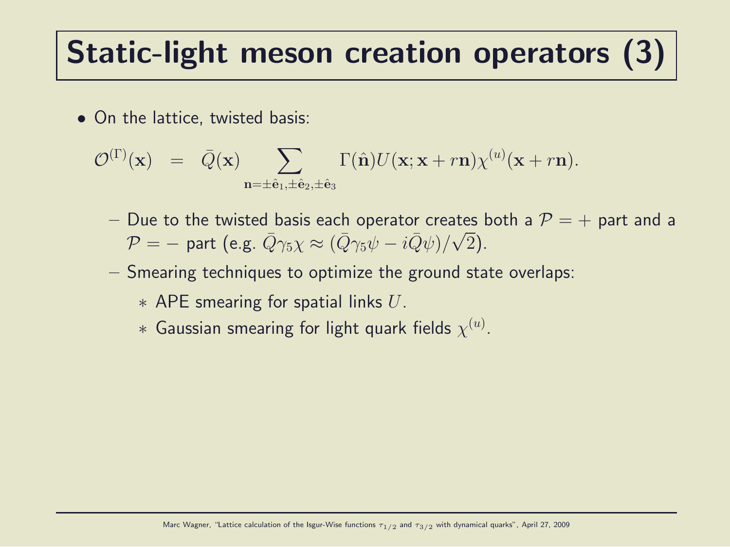# Static-light meson creation operators (3)

- On the lattice, twisted basis:

$$\mathcal{O}^{(\Gamma)}(\mathbf{x}) \;\; = \;\; \bar{Q}(\mathbf{x}) \sum_{\mathbf{n}=\pm\hat{\mathbf{e}}_1,\pm\hat{\mathbf{e}}_2,\pm\hat{\mathbf{e}}_3} \Gamma(\hat{\mathbf{n}}) U(\mathbf{x};\mathbf{x}+r\mathbf{n}) \chi^{(u)}(\mathbf{x}+r\mathbf{n}).$$

  - Due to the twisted basis each operator creates both a $\mathcal{P} = +$ part and a $\mathcal{P} = -$ part (e.g. $\bar{Q}\gamma_5\chi \approx (\bar{Q}\gamma_5\psi - i\bar{Q}\psi)/\sqrt{2}$).
  - Smearing techniques to optimize the ground state overlaps:
    - APE smearing for spatial links $U$.
    - Gaussian smearing for light quark fields $\chi^{(u)}$.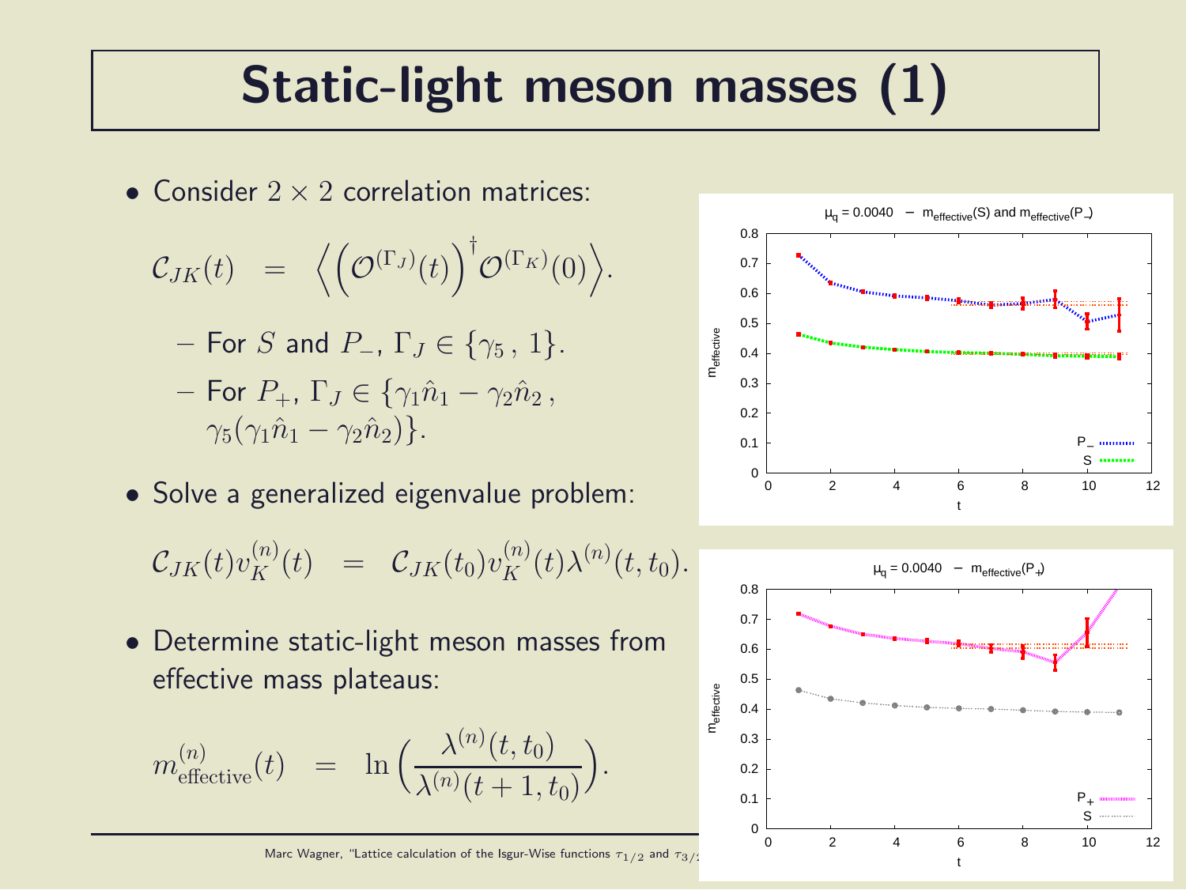# Static-light meson masses (1)

- Consider $2 \times 2$ correlation matrices:

$$\mathcal{C}_{JK}(t) \;=\; \left\langle \left(\mathcal{O}^{(\Gamma_J)}(t)\right)^{\dagger} \mathcal{O}^{(\Gamma_K)}(0) \right\rangle.$$

  - For $S$ and $P_-$, $\Gamma_J \in \{\gamma_5\,,\, 1\}$.
  - For $P_+$, $\Gamma_J \in \{\gamma_1 \hat{n}_1 - \gamma_2 \hat{n}_2\,,\, \gamma_5(\gamma_1 \hat{n}_1 - \gamma_2 \hat{n}_2)\}$.

- Solve a generalized eigenvalue problem:

$$\mathcal{C}_{JK}(t) v_K^{(n)}(t) \;=\; \mathcal{C}_{JK}(t_0) v_K^{(n)}(t) \lambda^{(n)}(t, t_0).$$

- Determine static-light meson masses from effective mass plateaus:

$$m_{\mathrm{effective}}^{(n)}(t) \;=\; \ln\left(\frac{\lambda^{(n)}(t, t_0)}{\lambda^{(n)}(t+1, t_0)}\right).$$

$\mu_q = 0.0040$ – $m_{\mathrm{effective}}(S)$ and $m_{\mathrm{effective}}(P_-)$

$\mu_q = 0.0040$ – $m_{\mathrm{effective}}(P_+)$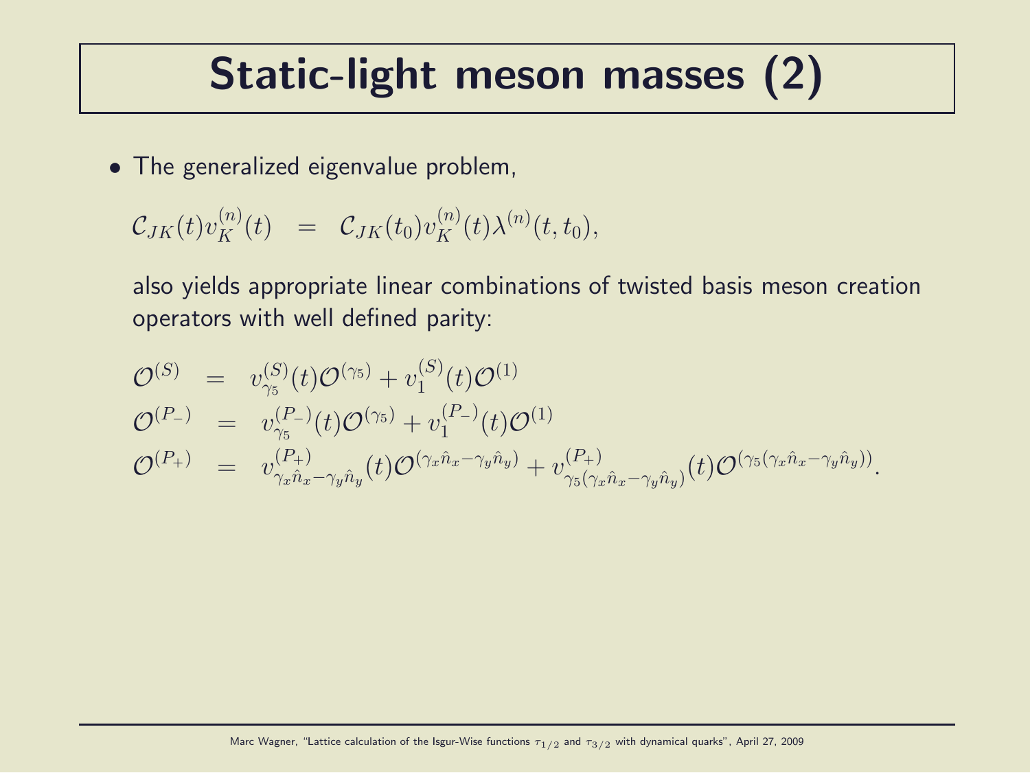# Static-light meson masses (2)

- The generalized eigenvalue problem,

$$\mathcal{C}_{JK}(t) v_K^{(n)}(t) \;\; = \;\; \mathcal{C}_{JK}(t_0) v_K^{(n)}(t) \lambda^{(n)}(t, t_0),$$

  also yields appropriate linear combinations of twisted basis meson creation operators with well defined parity:

$$\begin{aligned}
\mathcal{O}^{(S)} &= v_{\gamma_5}^{(S)}(t) \mathcal{O}^{(\gamma_5)} + v_1^{(S)}(t) \mathcal{O}^{(1)} \\
\mathcal{O}^{(P_-)} &= v_{\gamma_5}^{(P_-)}(t) \mathcal{O}^{(\gamma_5)} + v_1^{(P_-)}(t) \mathcal{O}^{(1)} \\
\mathcal{O}^{(P_+)} &= v_{\gamma_x \hat{n}_x - \gamma_y \hat{n}_y}^{(P_+)}(t) \mathcal{O}^{(\gamma_x \hat{n}_x - \gamma_y \hat{n}_y)} + v_{\gamma_5(\gamma_x \hat{n}_x - \gamma_y \hat{n}_y)}^{(P_+)}(t) \mathcal{O}^{(\gamma_5(\gamma_x \hat{n}_x - \gamma_y \hat{n}_y))}.
\end{aligned}$$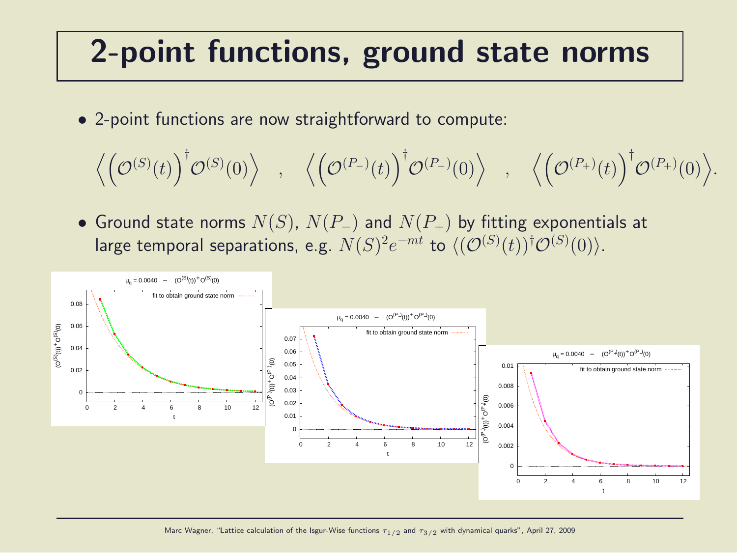# 2-point functions, ground state norms

- 2-point functions are now straightforward to compute:

$$\left\langle \left(\mathcal{O}^{(S)}(t)\right)^\dagger \mathcal{O}^{(S)}(0)\right\rangle \quad , \quad \left\langle \left(\mathcal{O}^{(P_-)}(t)\right)^\dagger \mathcal{O}^{(P_-)}(0)\right\rangle \quad , \quad \left\langle \left(\mathcal{O}^{(P_+)}(t)\right)^\dagger \mathcal{O}^{(P_+)}(0)\right\rangle.$$

- Ground state norms $N(S)$, $N(P_-)$ and $N(P_+)$ by fitting exponentials at large temporal separations, e.g. $N(S)^2 e^{-mt}$ to $\langle (\mathcal{O}^{(S)}(t))^\dagger \mathcal{O}^{(S)}(0)\rangle$.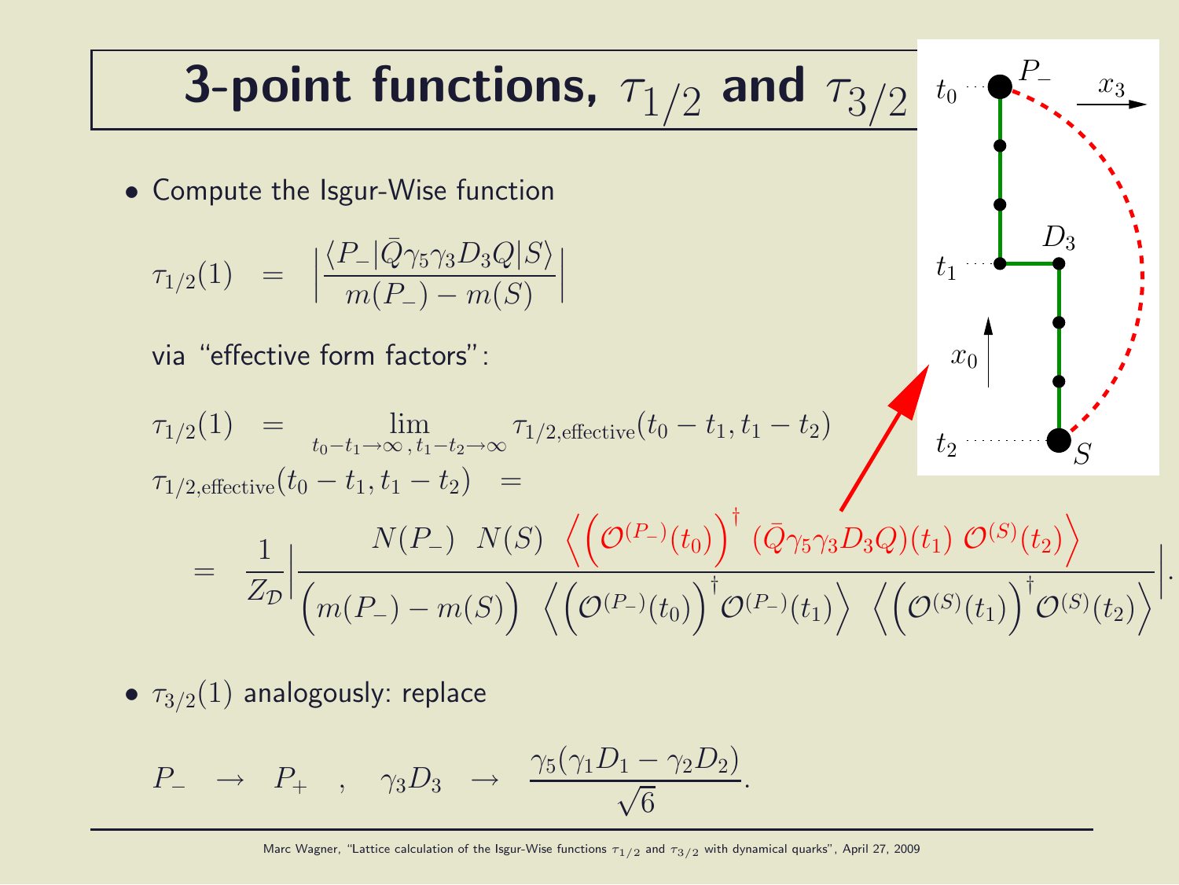# 3-point functions, $\tau_{1/2}$ and $\tau_{3/2}$

- Compute the Isgur-Wise function

$$\tau_{1/2}(1) \quad = \quad \left|\frac{\langle P_- | \bar{Q}\gamma_5\gamma_3 D_3 Q | S\rangle}{m(P_-) - m(S)}\right|$$

via "effective form factors":

$$\tau_{1/2}(1) \quad = \quad \lim_{t_0 - t_1 \rightarrow \infty \, , \, t_1 - t_2 \rightarrow \infty} \tau_{1/2,\text{effective}}(t_0 - t_1, t_1 - t_2)$$

$$\tau_{1/2,\text{effective}}(t_0 - t_1, t_1 - t_2) \quad =$$

$$= \quad \frac{1}{Z_\mathcal{D}} \left| \frac{N(P_-) \;\; N(S) \;\; \left\langle \left(\mathcal{O}^{(P_-)}(t_0)\right)^\dagger \; (\bar{Q}\gamma_5\gamma_3 D_3 Q)(t_1) \; \mathcal{O}^{(S)}(t_2)\right\rangle}{\left(m(P_-) - m(S)\right) \;\; \left\langle \left(\mathcal{O}^{(P_-)}(t_0)\right)^\dagger \mathcal{O}^{(P_-)}(t_1)\right\rangle \;\; \left\langle \left(\mathcal{O}^{(S)}(t_1)\right)^\dagger \mathcal{O}^{(S)}(t_2)\right\rangle} \right| .$$

- $\tau_{3/2}(1)$ analogously: replace

$$P_- \quad \rightarrow \quad P_+ \quad , \quad \gamma_3 D_3 \quad \rightarrow \quad \frac{\gamma_5(\gamma_1 D_1 - \gamma_2 D_2)}{\sqrt{6}}.$$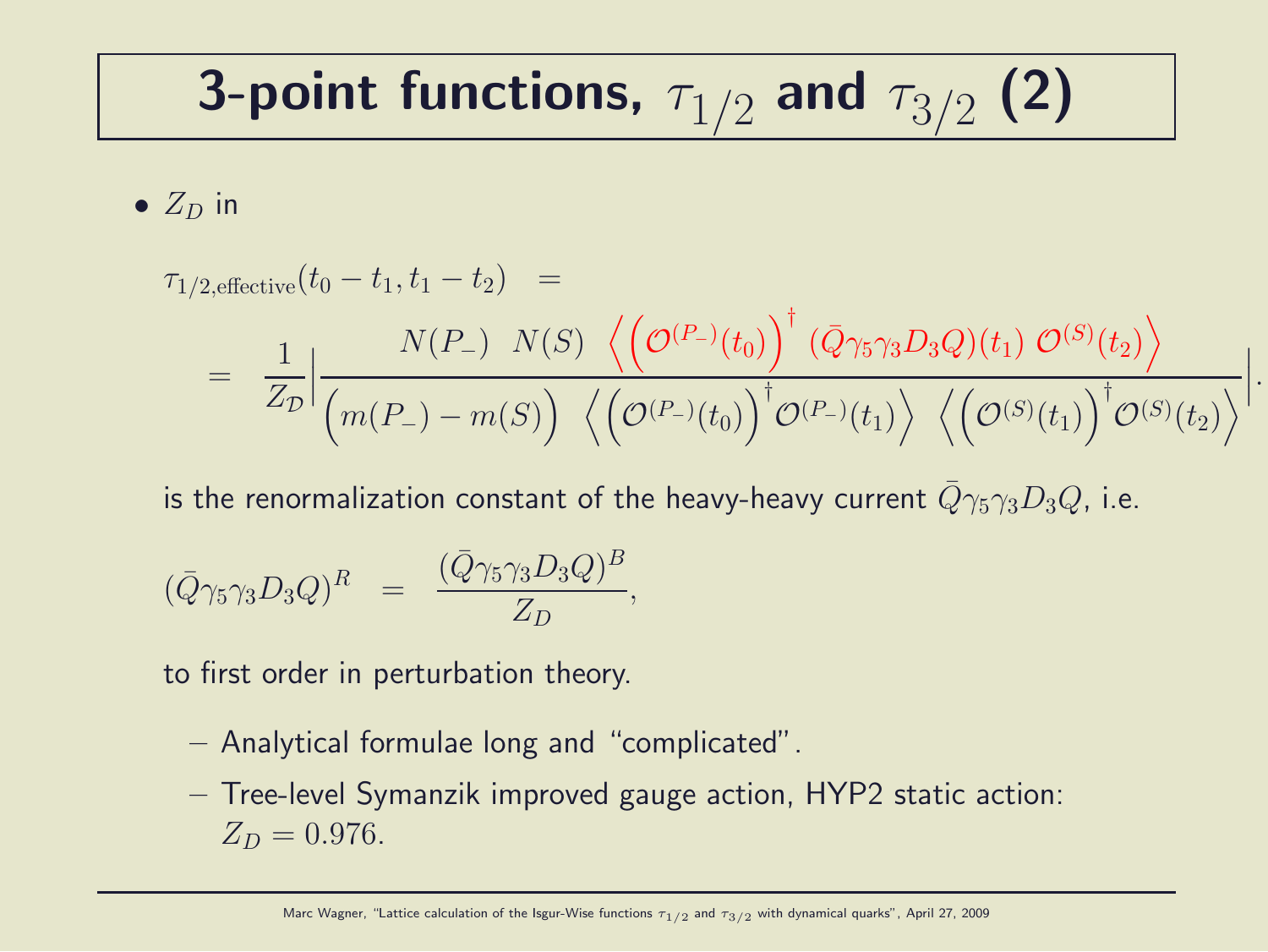# 3-point functions, $\tau_{1/2}$ and $\tau_{3/2}$ (2)

- $Z_D$ in

$$\tau_{1/2,\text{effective}}(t_0 - t_1, t_1 - t_2) \quad = $$

$$= \quad \frac{1}{Z_{\mathcal{D}}} \left| \frac{N(P_-) \quad N(S) \quad \left\langle \left(\mathcal{O}^{(P_-)}(t_0)\right)^\dagger \, (\bar{Q}\gamma_5\gamma_3 D_3 Q)(t_1) \; \mathcal{O}^{(S)}(t_2) \right\rangle}{\left(m(P_-) - m(S)\right) \quad \left\langle \left(\mathcal{O}^{(P_-)}(t_0)\right)^\dagger \mathcal{O}^{(P_-)}(t_1) \right\rangle \quad \left\langle \left(\mathcal{O}^{(S)}(t_1)\right)^\dagger \mathcal{O}^{(S)}(t_2) \right\rangle} \right|.$$

is the renormalization constant of the heavy-heavy current $\bar{Q}\gamma_5\gamma_3 D_3 Q$, i.e.

$$(\bar{Q}\gamma_5\gamma_3 D_3 Q)^R \quad = \quad \frac{(\bar{Q}\gamma_5\gamma_3 D_3 Q)^B}{Z_D},$$

to first order in perturbation theory.

- Analytical formulae long and "complicated".
- Tree-level Symanzik improved gauge action, HYP2 static action: $Z_D = 0.976$.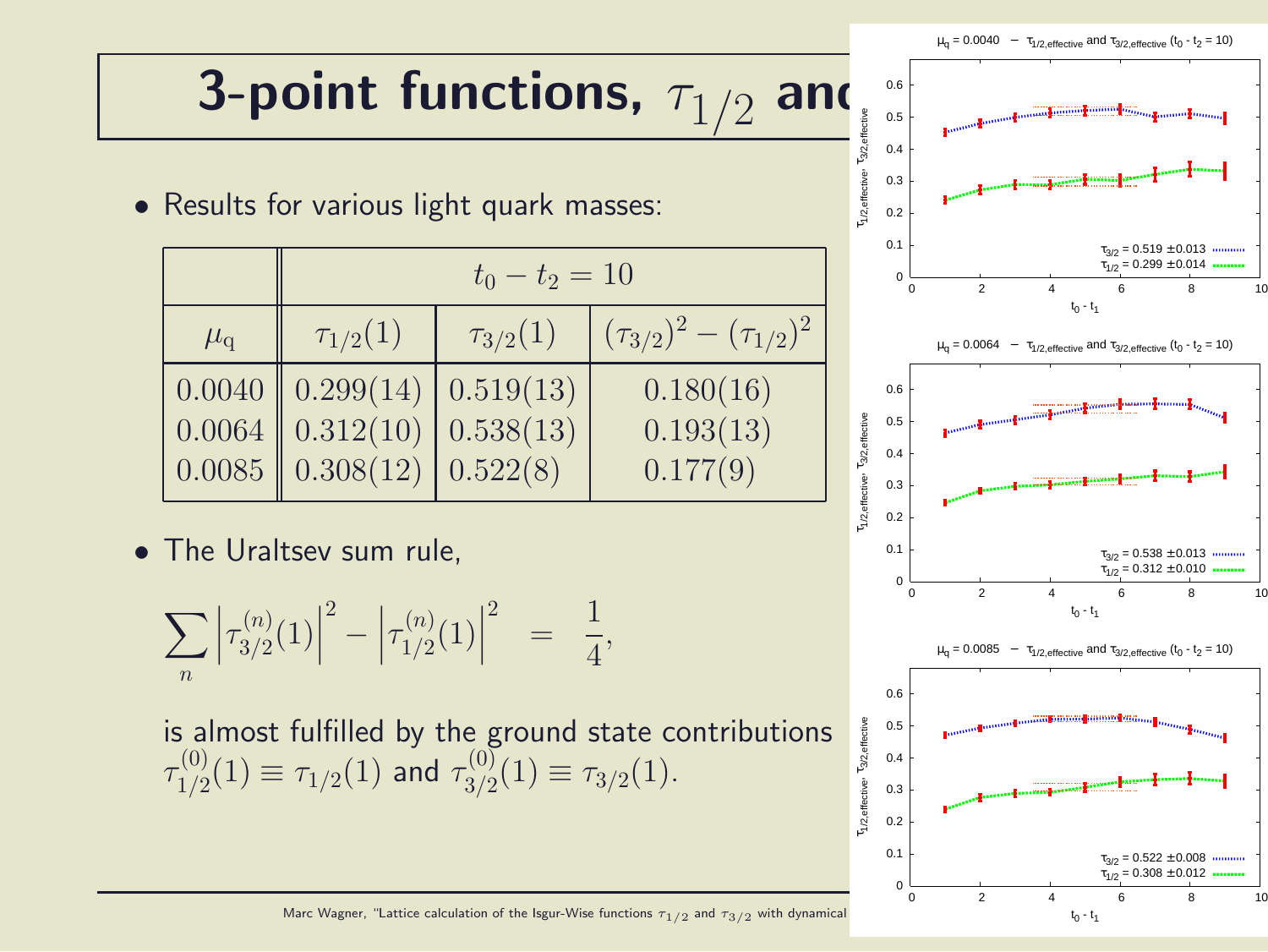# 3-point functions, $\tau_{1/2}$ and $\tau_{3/2}$

- Results for various light quark masses:

| | $t_0 - t_2 = 10$ | | |
|---|---|---|---|
| $\mu_q$ | $\tau_{1/2}(1)$ | $\tau_{3/2}(1)$ | $(\tau_{3/2})^2 - (\tau_{1/2})^2$ |
| 0.0040 | 0.299(14) | 0.519(13) | 0.180(16) |
| 0.0064 | 0.312(10) | 0.538(13) | 0.193(13) |
| 0.0085 | 0.308(12) | 0.522(8) | 0.177(9) |

- The Uraltsev sum rule,

$$\sum_n \left|\tau_{3/2}^{(n)}(1)\right|^2 - \left|\tau_{1/2}^{(n)}(1)\right|^2 \quad = \quad \frac{1}{4},$$

is almost fulfilled by the ground state contributions $\tau_{1/2}^{(0)}(1) \equiv \tau_{1/2}(1)$ and $\tau_{3/2}^{(0)}(1) \equiv \tau_{3/2}(1)$.

$\mu_q = 0.0040$ – $\tau_{1/2,\text{effective}}$ and $\tau_{3/2,\text{effective}}$ ($t_0 - t_2 = 10$): $\tau_{3/2} = 0.519 \pm 0.013$, $\tau_{1/2} = 0.299 \pm 0.014$

$\mu_q = 0.0064$ – $\tau_{1/2,\text{effective}}$ and $\tau_{3/2,\text{effective}}$ ($t_0 - t_2 = 10$): $\tau_{3/2} = 0.538 \pm 0.013$, $\tau_{1/2} = 0.312 \pm 0.010$

$\mu_q = 0.0085$ – $\tau_{1/2,\text{effective}}$ and $\tau_{3/2,\text{effective}}$ ($t_0 - t_2 = 10$): $\tau_{3/2} = 0.522 \pm 0.008$, $\tau_{1/2} = 0.308 \pm 0.012$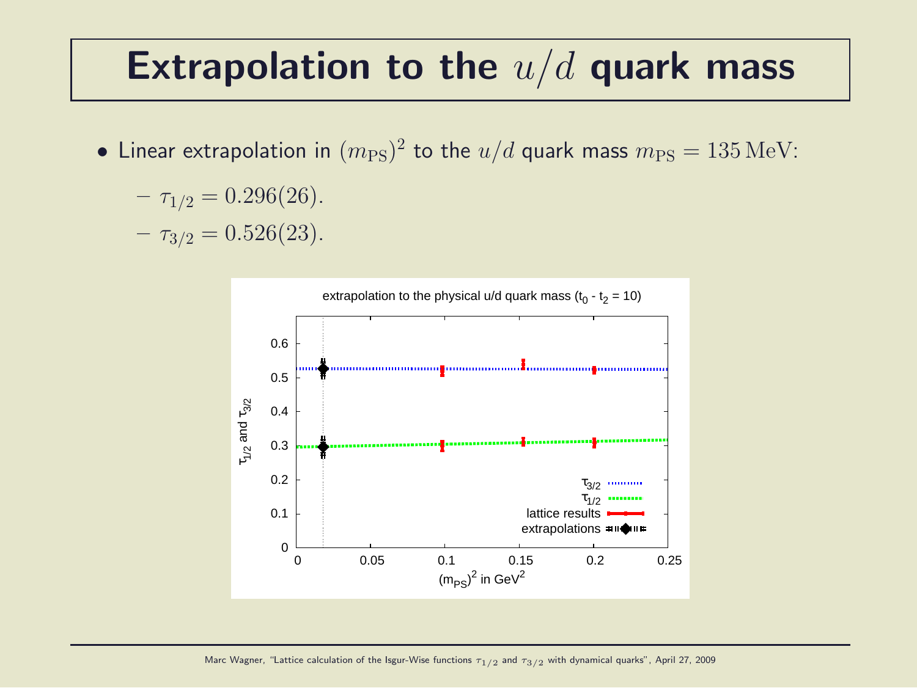# Extrapolation to the $u/d$ quark mass

- Linear extrapolation in $(m_{\mathrm{PS}})^2$ to the $u/d$ quark mass $m_{\mathrm{PS}} = 135\,\mathrm{MeV}$:
  - $\tau_{1/2} = 0.296(26)$.
  - $\tau_{3/2} = 0.526(23)$.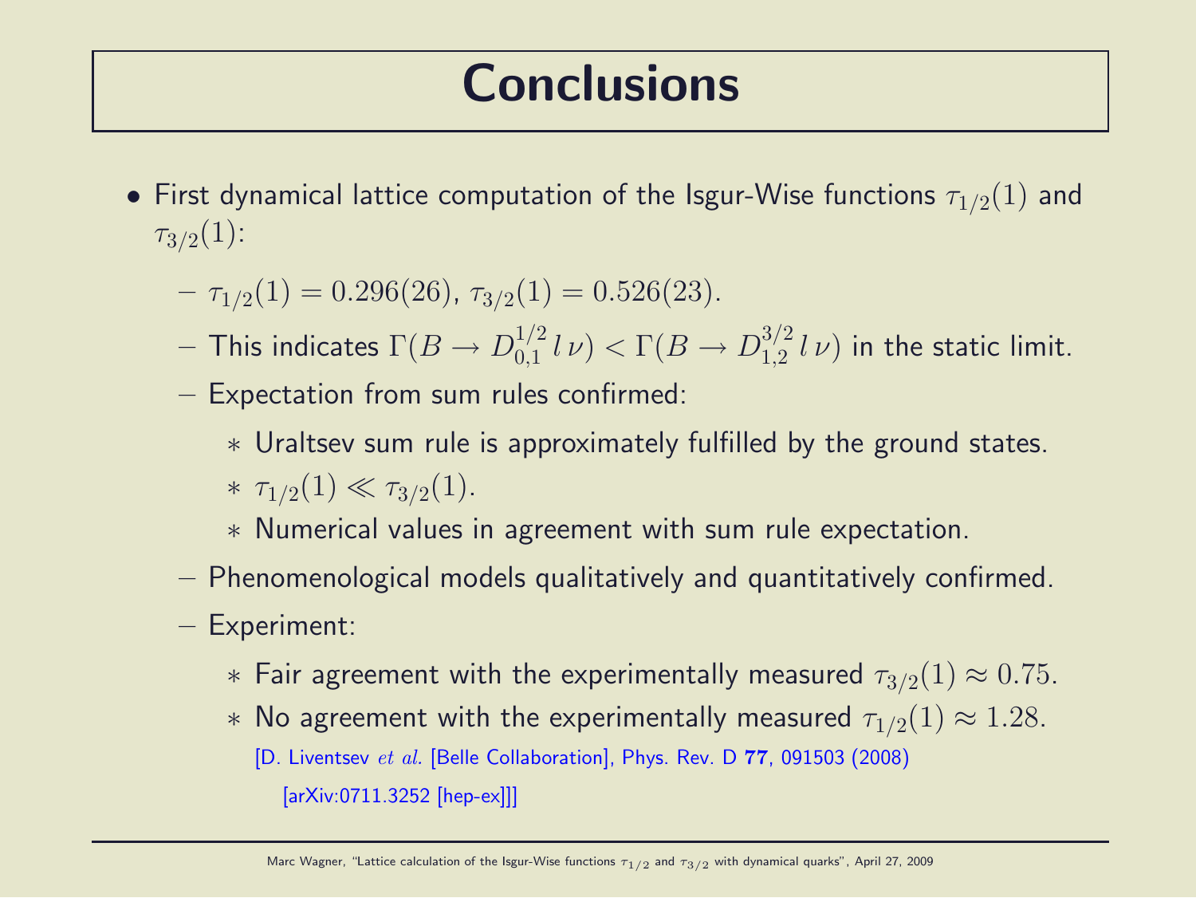# Conclusions

- First dynamical lattice computation of the Isgur-Wise functions $\tau_{1/2}(1)$ and $\tau_{3/2}(1)$:
  - $\tau_{1/2}(1) = 0.296(26)$, $\tau_{3/2}(1) = 0.526(23)$.
  - This indicates $\Gamma(B \rightarrow D_{0,1}^{1/2}\, l\, \nu) < \Gamma(B \rightarrow D_{1,2}^{3/2}\, l\, \nu)$ in the static limit.
  - Expectation from sum rules confirmed:
    - Uraltsev sum rule is approximately fulfilled by the ground states.
    - $\tau_{1/2}(1) \ll \tau_{3/2}(1)$.
    - Numerical values in agreement with sum rule expectation.
  - Phenomenological models qualitatively and quantitatively confirmed.
  - Experiment:
    - Fair agreement with the experimentally measured $\tau_{3/2}(1) \approx 0.75$.
    - No agreement with the experimentally measured $\tau_{1/2}(1) \approx 1.28$.
      [D. Liventsev *et al.* [Belle Collaboration], Phys. Rev. D **77**, 091503 (2008) [arXiv:0711.3252 [hep-ex]]]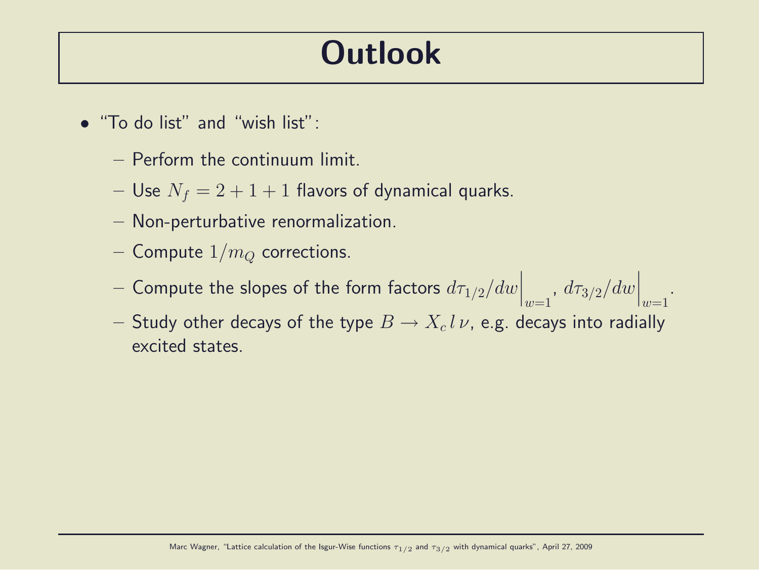# Outlook

- "To do list" and "wish list":
  - Perform the continuum limit.
  - Use $N_f = 2 + 1 + 1$ flavors of dynamical quarks.
  - Non-perturbative renormalization.
  - Compute $1/m_Q$ corrections.
  - Compute the slopes of the form factors $d\tau_{1/2}/dw\Big|_{w=1}$, $d\tau_{3/2}/dw\Big|_{w=1}$.
  - Study other decays of the type $B \rightarrow X_c \, l \, \nu$, e.g. decays into radially excited states.